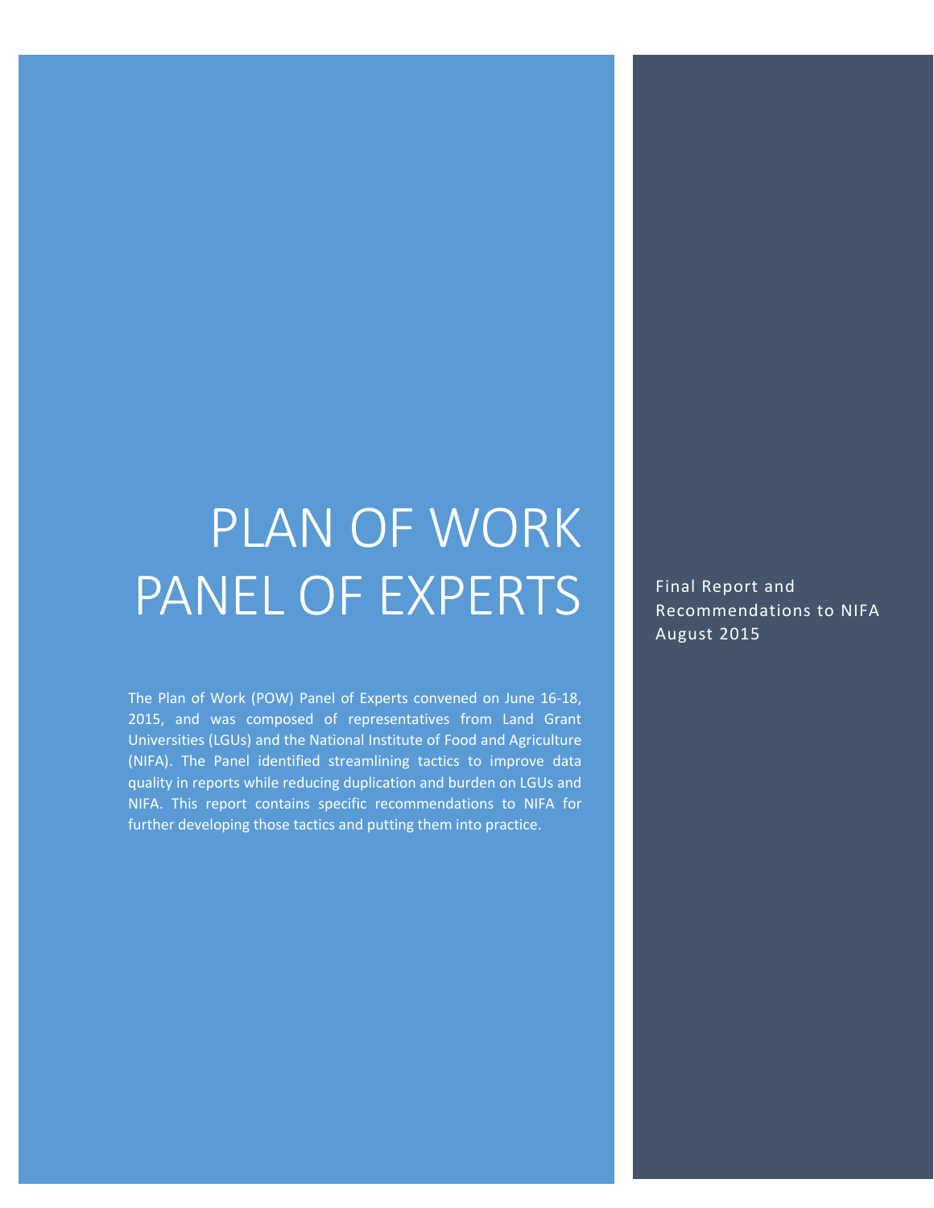# PLAN OF WORK PANEL OF EXPERTS

The Plan of Work (POW) Panel of Experts convened on June 16-18, 2015, and was composed of representatives from Land Grant Universities (LGUs) and the National Institute of Food and Agriculture (NIFA). The Panel identified streamlining tactics to improve data quality in reports while reducing duplication and burden on LGUs and NIFA. This report contains specific recommendations to NIFA for further developing those tactics and putting them into practice.

Final Report and Recommendations to NIFA
August 2015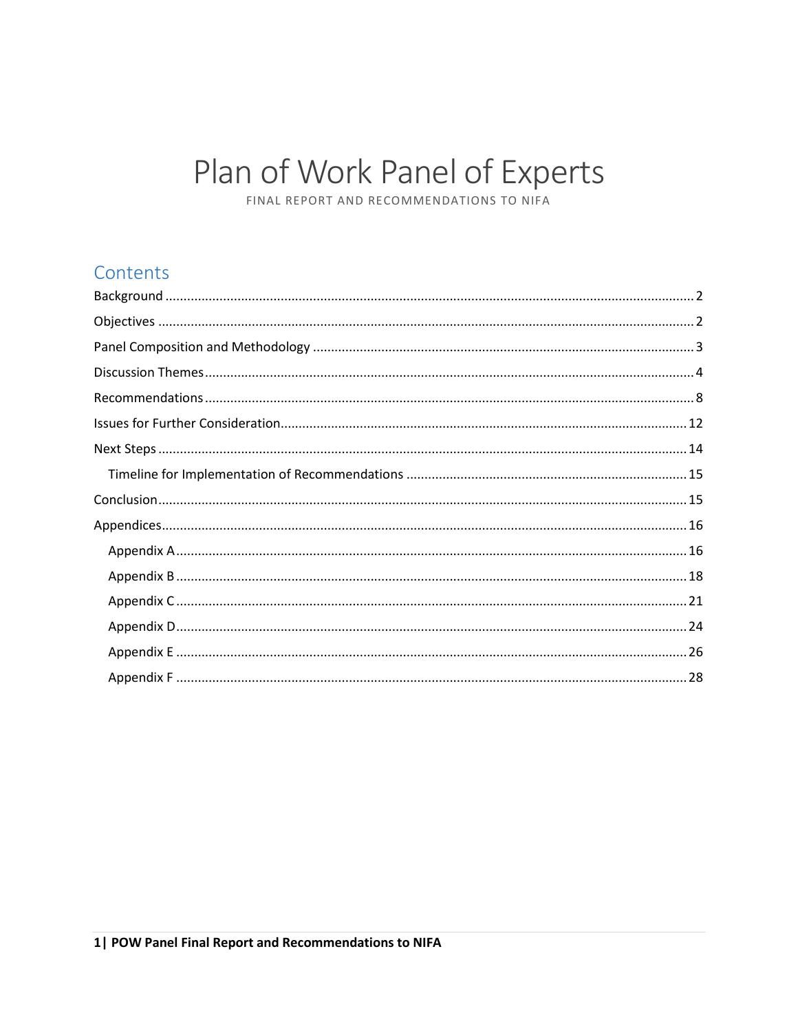# Plan of Work Panel of Experts

FINAL REPORT AND RECOMMENDATIONS TO NIFA

## Contents

- Background ..... 2
- Objectives ..... 2
- Panel Composition and Methodology ..... 3
- Discussion Themes ..... 4
- Recommendations ..... 8
- Issues for Further Consideration ..... 12
- Next Steps ..... 14
  - Timeline for Implementation of Recommendations ..... 15
- Conclusion ..... 15
- Appendices ..... 16
  - Appendix A ..... 16
  - Appendix B ..... 18
  - Appendix C ..... 21
  - Appendix D ..... 24
  - Appendix E ..... 26
  - Appendix F ..... 28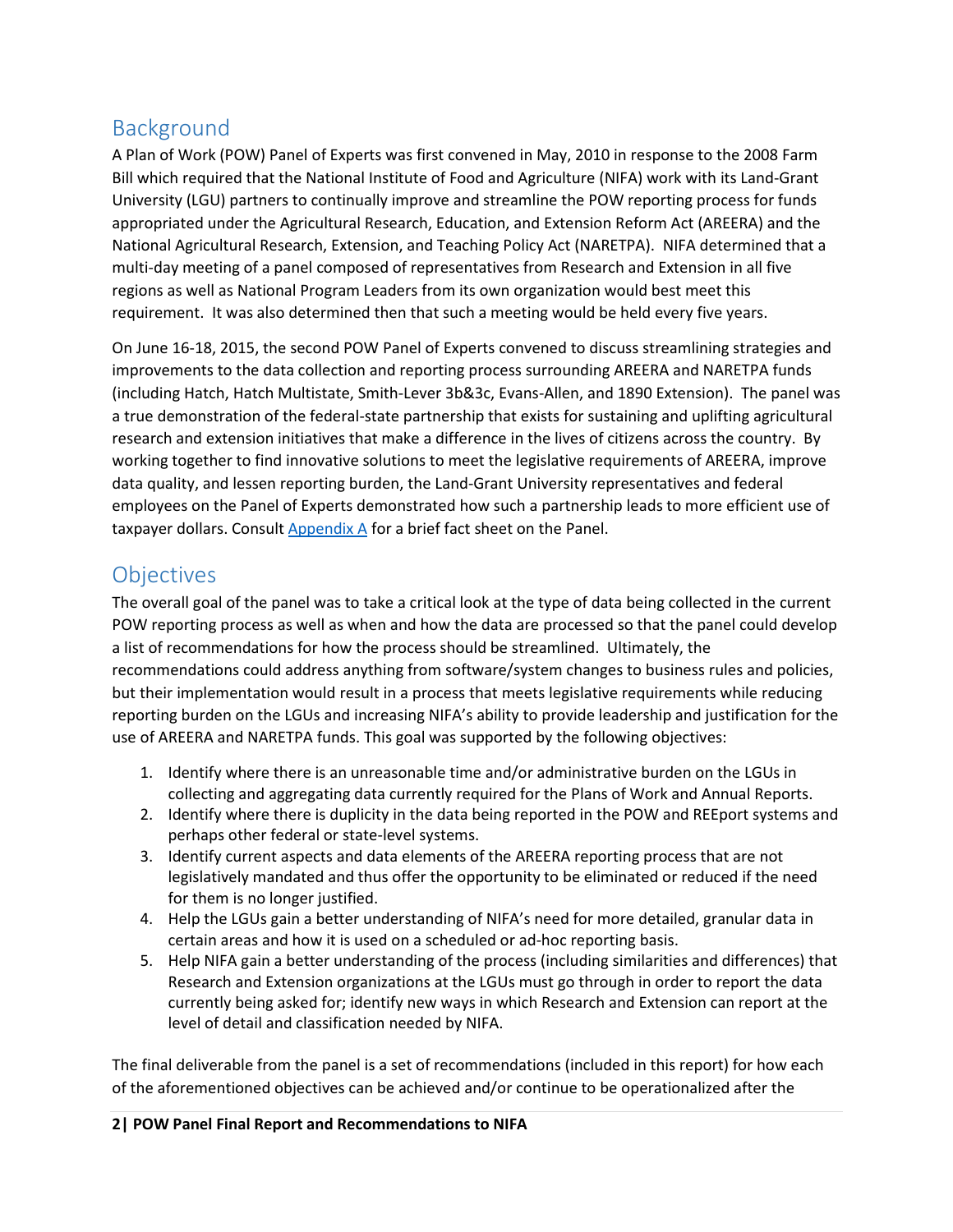## Background

A Plan of Work (POW) Panel of Experts was first convened in May, 2010 in response to the 2008 Farm Bill which required that the National Institute of Food and Agriculture (NIFA) work with its Land-Grant University (LGU) partners to continually improve and streamline the POW reporting process for funds appropriated under the Agricultural Research, Education, and Extension Reform Act (AREERA) and the National Agricultural Research, Extension, and Teaching Policy Act (NARETPA). NIFA determined that a multi-day meeting of a panel composed of representatives from Research and Extension in all five regions as well as National Program Leaders from its own organization would best meet this requirement. It was also determined then that such a meeting would be held every five years.

On June 16-18, 2015, the second POW Panel of Experts convened to discuss streamlining strategies and improvements to the data collection and reporting process surrounding AREERA and NARETPA funds (including Hatch, Hatch Multistate, Smith-Lever 3b&3c, Evans-Allen, and 1890 Extension). The panel was a true demonstration of the federal-state partnership that exists for sustaining and uplifting agricultural research and extension initiatives that make a difference in the lives of citizens across the country. By working together to find innovative solutions to meet the legislative requirements of AREERA, improve data quality, and lessen reporting burden, the Land-Grant University representatives and federal employees on the Panel of Experts demonstrated how such a partnership leads to more efficient use of taxpayer dollars. Consult Appendix A for a brief fact sheet on the Panel.

## Objectives

The overall goal of the panel was to take a critical look at the type of data being collected in the current POW reporting process as well as when and how the data are processed so that the panel could develop a list of recommendations for how the process should be streamlined. Ultimately, the recommendations could address anything from software/system changes to business rules and policies, but their implementation would result in a process that meets legislative requirements while reducing reporting burden on the LGUs and increasing NIFA's ability to provide leadership and justification for the use of AREERA and NARETPA funds. This goal was supported by the following objectives:

1. Identify where there is an unreasonable time and/or administrative burden on the LGUs in collecting and aggregating data currently required for the Plans of Work and Annual Reports.
2. Identify where there is duplicity in the data being reported in the POW and REEport systems and perhaps other federal or state-level systems.
3. Identify current aspects and data elements of the AREERA reporting process that are not legislatively mandated and thus offer the opportunity to be eliminated or reduced if the need for them is no longer justified.
4. Help the LGUs gain a better understanding of NIFA's need for more detailed, granular data in certain areas and how it is used on a scheduled or ad-hoc reporting basis.
5. Help NIFA gain a better understanding of the process (including similarities and differences) that Research and Extension organizations at the LGUs must go through in order to report the data currently being asked for; identify new ways in which Research and Extension can report at the level of detail and classification needed by NIFA.

The final deliverable from the panel is a set of recommendations (included in this report) for how each of the aforementioned objectives can be achieved and/or continue to be operationalized after the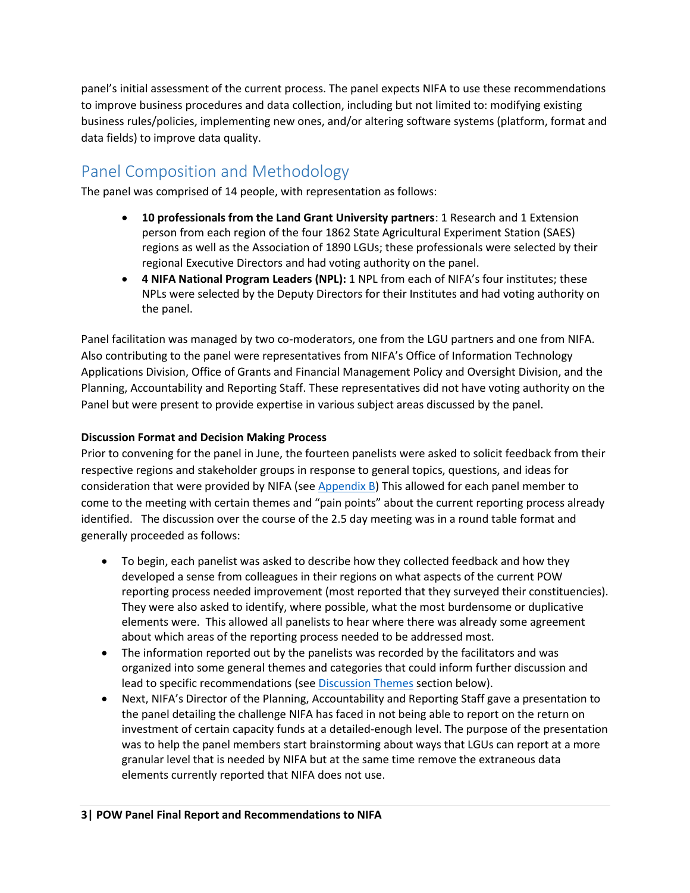panel's initial assessment of the current process. The panel expects NIFA to use these recommendations to improve business procedures and data collection, including but not limited to: modifying existing business rules/policies, implementing new ones, and/or altering software systems (platform, format and data fields) to improve data quality.

## Panel Composition and Methodology

The panel was comprised of 14 people, with representation as follows:

- **10 professionals from the Land Grant University partners**: 1 Research and 1 Extension person from each region of the four 1862 State Agricultural Experiment Station (SAES) regions as well as the Association of 1890 LGUs; these professionals were selected by their regional Executive Directors and had voting authority on the panel.
- **4 NIFA National Program Leaders (NPL):** 1 NPL from each of NIFA's four institutes; these NPLs were selected by the Deputy Directors for their Institutes and had voting authority on the panel.

Panel facilitation was managed by two co-moderators, one from the LGU partners and one from NIFA. Also contributing to the panel were representatives from NIFA's Office of Information Technology Applications Division, Office of Grants and Financial Management Policy and Oversight Division, and the Planning, Accountability and Reporting Staff. These representatives did not have voting authority on the Panel but were present to provide expertise in various subject areas discussed by the panel.

**Discussion Format and Decision Making Process**

Prior to convening for the panel in June, the fourteen panelists were asked to solicit feedback from their respective regions and stakeholder groups in response to general topics, questions, and ideas for consideration that were provided by NIFA (see Appendix B) This allowed for each panel member to come to the meeting with certain themes and "pain points" about the current reporting process already identified. The discussion over the course of the 2.5 day meeting was in a round table format and generally proceeded as follows:

- To begin, each panelist was asked to describe how they collected feedback and how they developed a sense from colleagues in their regions on what aspects of the current POW reporting process needed improvement (most reported that they surveyed their constituencies). They were also asked to identify, where possible, what the most burdensome or duplicative elements were. This allowed all panelists to hear where there was already some agreement about which areas of the reporting process needed to be addressed most.
- The information reported out by the panelists was recorded by the facilitators and was organized into some general themes and categories that could inform further discussion and lead to specific recommendations (see Discussion Themes section below).
- Next, NIFA's Director of the Planning, Accountability and Reporting Staff gave a presentation to the panel detailing the challenge NIFA has faced in not being able to report on the return on investment of certain capacity funds at a detailed-enough level. The purpose of the presentation was to help the panel members start brainstorming about ways that LGUs can report at a more granular level that is needed by NIFA but at the same time remove the extraneous data elements currently reported that NIFA does not use.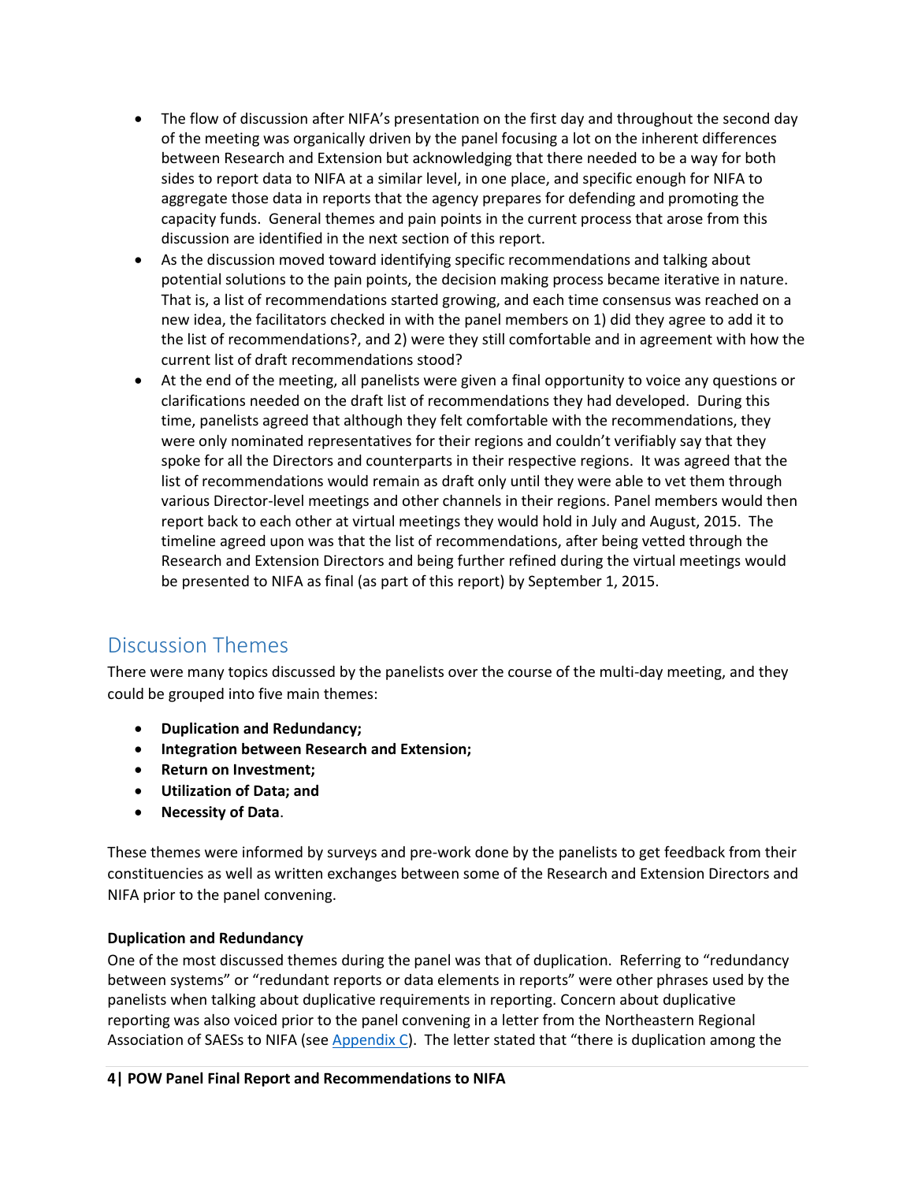- The flow of discussion after NIFA's presentation on the first day and throughout the second day of the meeting was organically driven by the panel focusing a lot on the inherent differences between Research and Extension but acknowledging that there needed to be a way for both sides to report data to NIFA at a similar level, in one place, and specific enough for NIFA to aggregate those data in reports that the agency prepares for defending and promoting the capacity funds. General themes and pain points in the current process that arose from this discussion are identified in the next section of this report.
- As the discussion moved toward identifying specific recommendations and talking about potential solutions to the pain points, the decision making process became iterative in nature. That is, a list of recommendations started growing, and each time consensus was reached on a new idea, the facilitators checked in with the panel members on 1) did they agree to add it to the list of recommendations?, and 2) were they still comfortable and in agreement with how the current list of draft recommendations stood?
- At the end of the meeting, all panelists were given a final opportunity to voice any questions or clarifications needed on the draft list of recommendations they had developed. During this time, panelists agreed that although they felt comfortable with the recommendations, they were only nominated representatives for their regions and couldn't verifiably say that they spoke for all the Directors and counterparts in their respective regions. It was agreed that the list of recommendations would remain as draft only until they were able to vet them through various Director-level meetings and other channels in their regions. Panel members would then report back to each other at virtual meetings they would hold in July and August, 2015. The timeline agreed upon was that the list of recommendations, after being vetted through the Research and Extension Directors and being further refined during the virtual meetings would be presented to NIFA as final (as part of this report) by September 1, 2015.

## Discussion Themes

There were many topics discussed by the panelists over the course of the multi-day meeting, and they could be grouped into five main themes:

- **Duplication and Redundancy;**
- **Integration between Research and Extension;**
- **Return on Investment;**
- **Utilization of Data; and**
- **Necessity of Data**.

These themes were informed by surveys and pre-work done by the panelists to get feedback from their constituencies as well as written exchanges between some of the Research and Extension Directors and NIFA prior to the panel convening.

### Duplication and Redundancy

One of the most discussed themes during the panel was that of duplication. Referring to "redundancy between systems" or "redundant reports or data elements in reports" were other phrases used by the panelists when talking about duplicative requirements in reporting. Concern about duplicative reporting was also voiced prior to the panel convening in a letter from the Northeastern Regional Association of SAESs to NIFA (see Appendix C). The letter stated that "there is duplication among the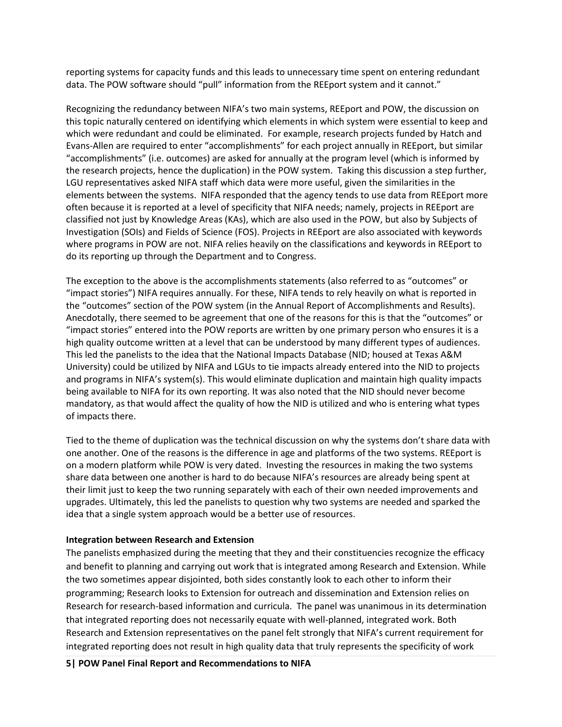reporting systems for capacity funds and this leads to unnecessary time spent on entering redundant data. The POW software should "pull" information from the REEport system and it cannot."

Recognizing the redundancy between NIFA's two main systems, REEport and POW, the discussion on this topic naturally centered on identifying which elements in which system were essential to keep and which were redundant and could be eliminated. For example, research projects funded by Hatch and Evans-Allen are required to enter "accomplishments" for each project annually in REEport, but similar "accomplishments" (i.e. outcomes) are asked for annually at the program level (which is informed by the research projects, hence the duplication) in the POW system. Taking this discussion a step further, LGU representatives asked NIFA staff which data were more useful, given the similarities in the elements between the systems. NIFA responded that the agency tends to use data from REEport more often because it is reported at a level of specificity that NIFA needs; namely, projects in REEport are classified not just by Knowledge Areas (KAs), which are also used in the POW, but also by Subjects of Investigation (SOIs) and Fields of Science (FOS). Projects in REEport are also associated with keywords where programs in POW are not. NIFA relies heavily on the classifications and keywords in REEport to do its reporting up through the Department and to Congress.

The exception to the above is the accomplishments statements (also referred to as "outcomes" or "impact stories") NIFA requires annually. For these, NIFA tends to rely heavily on what is reported in the "outcomes" section of the POW system (in the Annual Report of Accomplishments and Results). Anecdotally, there seemed to be agreement that one of the reasons for this is that the "outcomes" or "impact stories" entered into the POW reports are written by one primary person who ensures it is a high quality outcome written at a level that can be understood by many different types of audiences. This led the panelists to the idea that the National Impacts Database (NID; housed at Texas A&M University) could be utilized by NIFA and LGUs to tie impacts already entered into the NID to projects and programs in NIFA's system(s). This would eliminate duplication and maintain high quality impacts being available to NIFA for its own reporting. It was also noted that the NID should never become mandatory, as that would affect the quality of how the NID is utilized and who is entering what types of impacts there.

Tied to the theme of duplication was the technical discussion on why the systems don't share data with one another. One of the reasons is the difference in age and platforms of the two systems. REEport is on a modern platform while POW is very dated. Investing the resources in making the two systems share data between one another is hard to do because NIFA's resources are already being spent at their limit just to keep the two running separately with each of their own needed improvements and upgrades. Ultimately, this led the panelists to question why two systems are needed and sparked the idea that a single system approach would be a better use of resources.

**Integration between Research and Extension**

The panelists emphasized during the meeting that they and their constituencies recognize the efficacy and benefit to planning and carrying out work that is integrated among Research and Extension. While the two sometimes appear disjointed, both sides constantly look to each other to inform their programming; Research looks to Extension for outreach and dissemination and Extension relies on Research for research-based information and curricula. The panel was unanimous in its determination that integrated reporting does not necessarily equate with well-planned, integrated work. Both Research and Extension representatives on the panel felt strongly that NIFA's current requirement for integrated reporting does not result in high quality data that truly represents the specificity of work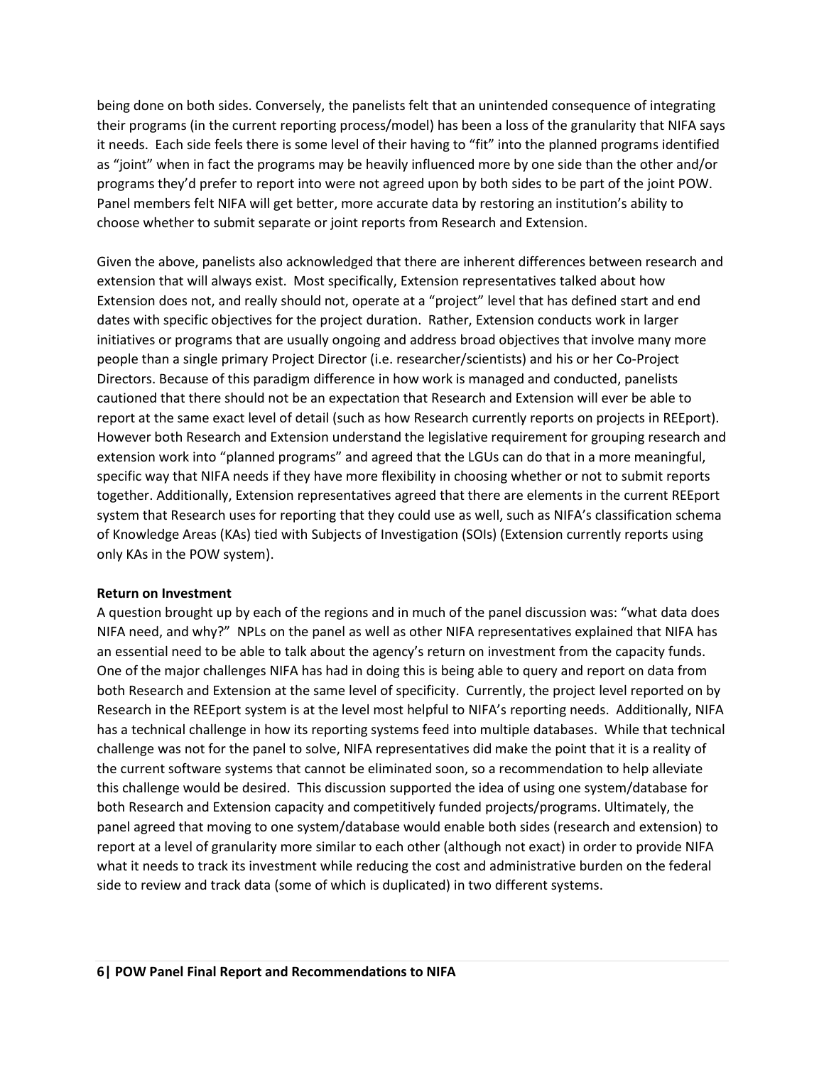being done on both sides. Conversely, the panelists felt that an unintended consequence of integrating their programs (in the current reporting process/model) has been a loss of the granularity that NIFA says it needs. Each side feels there is some level of their having to "fit" into the planned programs identified as "joint" when in fact the programs may be heavily influenced more by one side than the other and/or programs they'd prefer to report into were not agreed upon by both sides to be part of the joint POW. Panel members felt NIFA will get better, more accurate data by restoring an institution's ability to choose whether to submit separate or joint reports from Research and Extension.

Given the above, panelists also acknowledged that there are inherent differences between research and extension that will always exist. Most specifically, Extension representatives talked about how Extension does not, and really should not, operate at a "project" level that has defined start and end dates with specific objectives for the project duration. Rather, Extension conducts work in larger initiatives or programs that are usually ongoing and address broad objectives that involve many more people than a single primary Project Director (i.e. researcher/scientists) and his or her Co-Project Directors. Because of this paradigm difference in how work is managed and conducted, panelists cautioned that there should not be an expectation that Research and Extension will ever be able to report at the same exact level of detail (such as how Research currently reports on projects in REEport). However both Research and Extension understand the legislative requirement for grouping research and extension work into "planned programs" and agreed that the LGUs can do that in a more meaningful, specific way that NIFA needs if they have more flexibility in choosing whether or not to submit reports together. Additionally, Extension representatives agreed that there are elements in the current REEport system that Research uses for reporting that they could use as well, such as NIFA's classification schema of Knowledge Areas (KAs) tied with Subjects of Investigation (SOIs) (Extension currently reports using only KAs in the POW system).

**Return on Investment**

A question brought up by each of the regions and in much of the panel discussion was: "what data does NIFA need, and why?" NPLs on the panel as well as other NIFA representatives explained that NIFA has an essential need to be able to talk about the agency's return on investment from the capacity funds. One of the major challenges NIFA has had in doing this is being able to query and report on data from both Research and Extension at the same level of specificity. Currently, the project level reported on by Research in the REEport system is at the level most helpful to NIFA's reporting needs. Additionally, NIFA has a technical challenge in how its reporting systems feed into multiple databases. While that technical challenge was not for the panel to solve, NIFA representatives did make the point that it is a reality of the current software systems that cannot be eliminated soon, so a recommendation to help alleviate this challenge would be desired. This discussion supported the idea of using one system/database for both Research and Extension capacity and competitively funded projects/programs. Ultimately, the panel agreed that moving to one system/database would enable both sides (research and extension) to report at a level of granularity more similar to each other (although not exact) in order to provide NIFA what it needs to track its investment while reducing the cost and administrative burden on the federal side to review and track data (some of which is duplicated) in two different systems.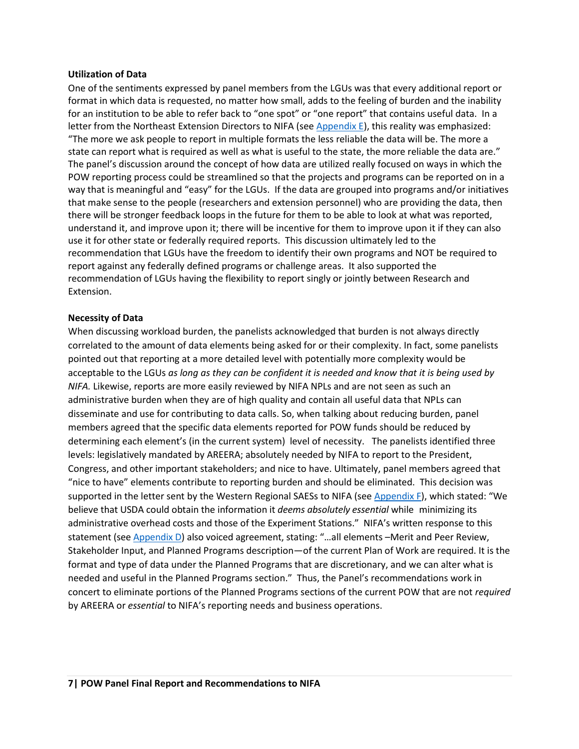**Utilization of Data**

One of the sentiments expressed by panel members from the LGUs was that every additional report or format in which data is requested, no matter how small, adds to the feeling of burden and the inability for an institution to be able to refer back to "one spot" or "one report" that contains useful data. In a letter from the Northeast Extension Directors to NIFA (see Appendix E), this reality was emphasized: "The more we ask people to report in multiple formats the less reliable the data will be. The more a state can report what is required as well as what is useful to the state, the more reliable the data are." The panel's discussion around the concept of how data are utilized really focused on ways in which the POW reporting process could be streamlined so that the projects and programs can be reported on in a way that is meaningful and "easy" for the LGUs. If the data are grouped into programs and/or initiatives that make sense to the people (researchers and extension personnel) who are providing the data, then there will be stronger feedback loops in the future for them to be able to look at what was reported, understand it, and improve upon it; there will be incentive for them to improve upon it if they can also use it for other state or federally required reports. This discussion ultimately led to the recommendation that LGUs have the freedom to identify their own programs and NOT be required to report against any federally defined programs or challenge areas. It also supported the recommendation of LGUs having the flexibility to report singly or jointly between Research and Extension.

**Necessity of Data**

When discussing workload burden, the panelists acknowledged that burden is not always directly correlated to the amount of data elements being asked for or their complexity. In fact, some panelists pointed out that reporting at a more detailed level with potentially more complexity would be acceptable to the LGUs *as long as they can be confident it is needed and know that it is being used by NIFA.* Likewise, reports are more easily reviewed by NIFA NPLs and are not seen as such an administrative burden when they are of high quality and contain all useful data that NPLs can disseminate and use for contributing to data calls. So, when talking about reducing burden, panel members agreed that the specific data elements reported for POW funds should be reduced by determining each element's (in the current system) level of necessity. The panelists identified three levels: legislatively mandated by AREERA; absolutely needed by NIFA to report to the President, Congress, and other important stakeholders; and nice to have. Ultimately, panel members agreed that "nice to have" elements contribute to reporting burden and should be eliminated. This decision was supported in the letter sent by the Western Regional SAESs to NIFA (see Appendix F), which stated: "We believe that USDA could obtain the information it *deems absolutely essential* while minimizing its administrative overhead costs and those of the Experiment Stations." NIFA's written response to this statement (see Appendix D) also voiced agreement, stating: "…all elements –Merit and Peer Review, Stakeholder Input, and Planned Programs description—of the current Plan of Work are required. It is the format and type of data under the Planned Programs that are discretionary, and we can alter what is needed and useful in the Planned Programs section." Thus, the Panel's recommendations work in concert to eliminate portions of the Planned Programs sections of the current POW that are not *required* by AREERA or *essential* to NIFA's reporting needs and business operations.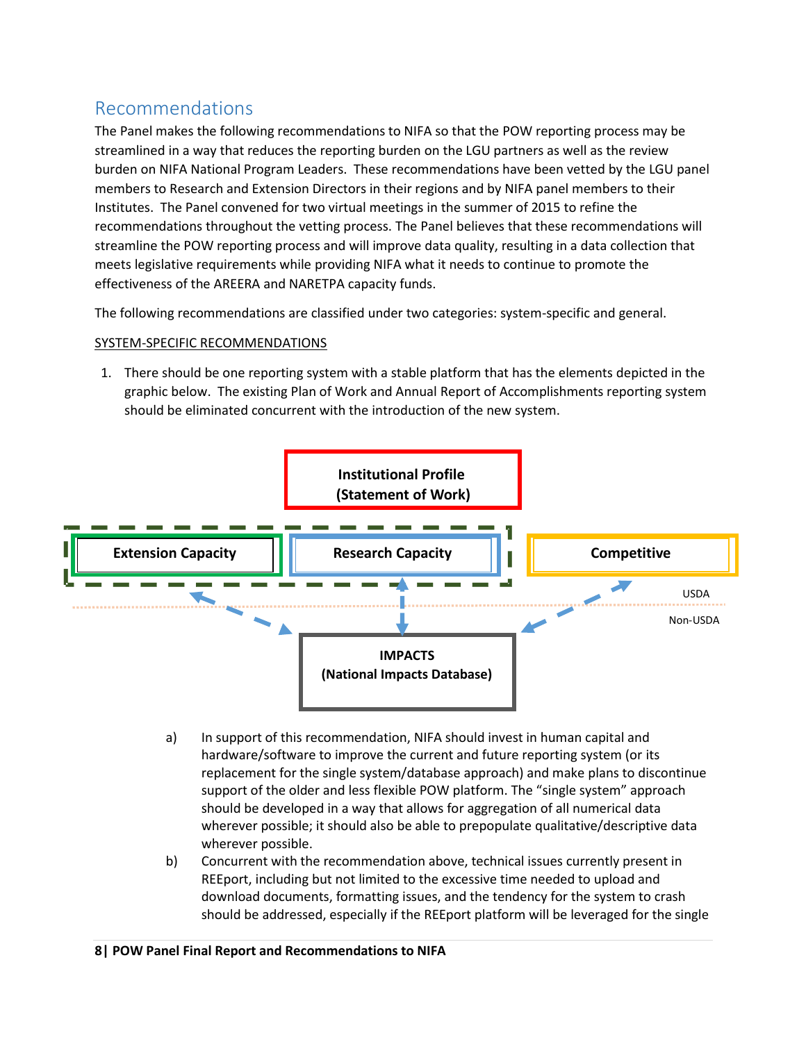## Recommendations

The Panel makes the following recommendations to NIFA so that the POW reporting process may be streamlined in a way that reduces the reporting burden on the LGU partners as well as the review burden on NIFA National Program Leaders. These recommendations have been vetted by the LGU panel members to Research and Extension Directors in their regions and by NIFA panel members to their Institutes. The Panel convened for two virtual meetings in the summer of 2015 to refine the recommendations throughout the vetting process. The Panel believes that these recommendations will streamline the POW reporting process and will improve data quality, resulting in a data collection that meets legislative requirements while providing NIFA what it needs to continue to promote the effectiveness of the AREERA and NARETPA capacity funds.

The following recommendations are classified under two categories: system-specific and general.

SYSTEM-SPECIFIC RECOMMENDATIONS

1. There should be one reporting system with a stable platform that has the elements depicted in the graphic below. The existing Plan of Work and Annual Report of Accomplishments reporting system should be eliminated concurrent with the introduction of the new system.

Institutional Profile (Statement of Work)

Extension Capacity | Research Capacity | Competitive

USDA

Non-USDA

IMPACTS (National Impacts Database)

   a) In support of this recommendation, NIFA should invest in human capital and hardware/software to improve the current and future reporting system (or its replacement for the single system/database approach) and make plans to discontinue support of the older and less flexible POW platform. The "single system" approach should be developed in a way that allows for aggregation of all numerical data wherever possible; it should also be able to prepopulate qualitative/descriptive data wherever possible.
   b) Concurrent with the recommendation above, technical issues currently present in REEport, including but not limited to the excessive time needed to upload and download documents, formatting issues, and the tendency for the system to crash should be addressed, especially if the REEport platform will be leveraged for the single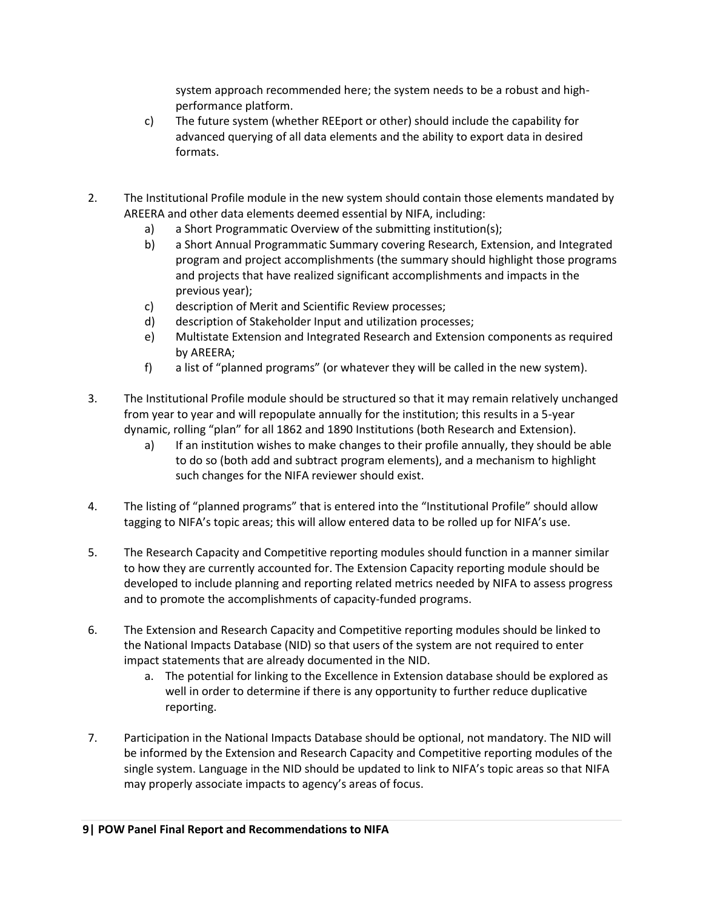system approach recommended here; the system needs to be a robust and high-performance platform.

c) The future system (whether REEport or other) should include the capability for advanced querying of all data elements and the ability to export data in desired formats.

2. The Institutional Profile module in the new system should contain those elements mandated by AREERA and other data elements deemed essential by NIFA, including:
   a) a Short Programmatic Overview of the submitting institution(s);
   b) a Short Annual Programmatic Summary covering Research, Extension, and Integrated program and project accomplishments (the summary should highlight those programs and projects that have realized significant accomplishments and impacts in the previous year);
   c) description of Merit and Scientific Review processes;
   d) description of Stakeholder Input and utilization processes;
   e) Multistate Extension and Integrated Research and Extension components as required by AREERA;
   f) a list of "planned programs" (or whatever they will be called in the new system).

3. The Institutional Profile module should be structured so that it may remain relatively unchanged from year to year and will repopulate annually for the institution; this results in a 5-year dynamic, rolling "plan" for all 1862 and 1890 Institutions (both Research and Extension).
   a) If an institution wishes to make changes to their profile annually, they should be able to do so (both add and subtract program elements), and a mechanism to highlight such changes for the NIFA reviewer should exist.

4. The listing of "planned programs" that is entered into the "Institutional Profile" should allow tagging to NIFA's topic areas; this will allow entered data to be rolled up for NIFA's use.

5. The Research Capacity and Competitive reporting modules should function in a manner similar to how they are currently accounted for. The Extension Capacity reporting module should be developed to include planning and reporting related metrics needed by NIFA to assess progress and to promote the accomplishments of capacity-funded programs.

6. The Extension and Research Capacity and Competitive reporting modules should be linked to the National Impacts Database (NID) so that users of the system are not required to enter impact statements that are already documented in the NID.
   a. The potential for linking to the Excellence in Extension database should be explored as well in order to determine if there is any opportunity to further reduce duplicative reporting.

7. Participation in the National Impacts Database should be optional, not mandatory. The NID will be informed by the Extension and Research Capacity and Competitive reporting modules of the single system. Language in the NID should be updated to link to NIFA's topic areas so that NIFA may properly associate impacts to agency's areas of focus.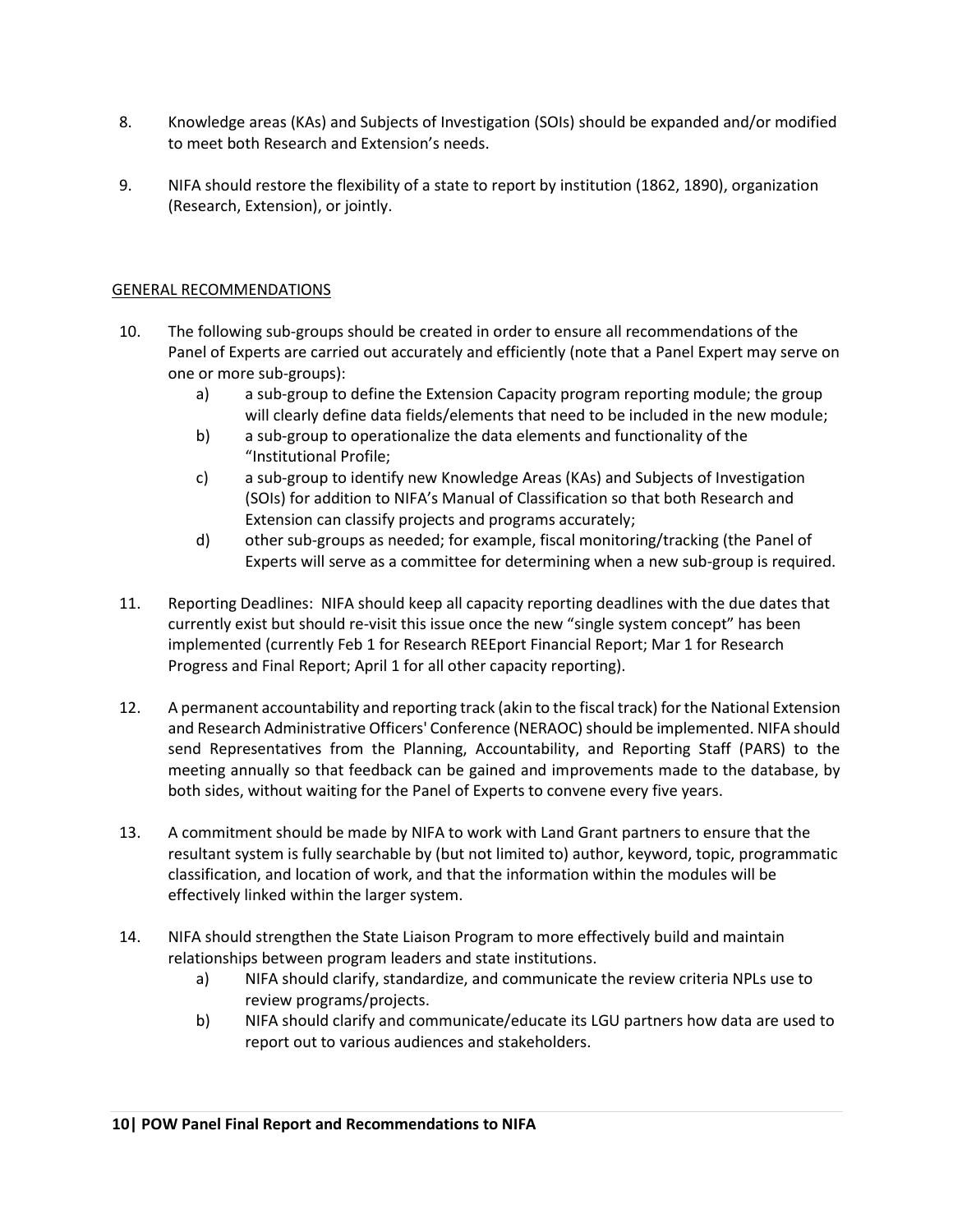8. Knowledge areas (KAs) and Subjects of Investigation (SOIs) should be expanded and/or modified to meet both Research and Extension's needs.

9. NIFA should restore the flexibility of a state to report by institution (1862, 1890), organization (Research, Extension), or jointly.

GENERAL RECOMMENDATIONS

10. The following sub-groups should be created in order to ensure all recommendations of the Panel of Experts are carried out accurately and efficiently (note that a Panel Expert may serve on one or more sub-groups):
    a) a sub-group to define the Extension Capacity program reporting module; the group will clearly define data fields/elements that need to be included in the new module;
    b) a sub-group to operationalize the data elements and functionality of the "Institutional Profile;
    c) a sub-group to identify new Knowledge Areas (KAs) and Subjects of Investigation (SOIs) for addition to NIFA's Manual of Classification so that both Research and Extension can classify projects and programs accurately;
    d) other sub-groups as needed; for example, fiscal monitoring/tracking (the Panel of Experts will serve as a committee for determining when a new sub-group is required.

11. Reporting Deadlines: NIFA should keep all capacity reporting deadlines with the due dates that currently exist but should re-visit this issue once the new "single system concept" has been implemented (currently Feb 1 for Research REEport Financial Report; Mar 1 for Research Progress and Final Report; April 1 for all other capacity reporting).

12. A permanent accountability and reporting track (akin to the fiscal track) for the National Extension and Research Administrative Officers' Conference (NERAOC) should be implemented. NIFA should send Representatives from the Planning, Accountability, and Reporting Staff (PARS) to the meeting annually so that feedback can be gained and improvements made to the database, by both sides, without waiting for the Panel of Experts to convene every five years.

13. A commitment should be made by NIFA to work with Land Grant partners to ensure that the resultant system is fully searchable by (but not limited to) author, keyword, topic, programmatic classification, and location of work, and that the information within the modules will be effectively linked within the larger system.

14. NIFA should strengthen the State Liaison Program to more effectively build and maintain relationships between program leaders and state institutions.
    a) NIFA should clarify, standardize, and communicate the review criteria NPLs use to review programs/projects.
    b) NIFA should clarify and communicate/educate its LGU partners how data are used to report out to various audiences and stakeholders.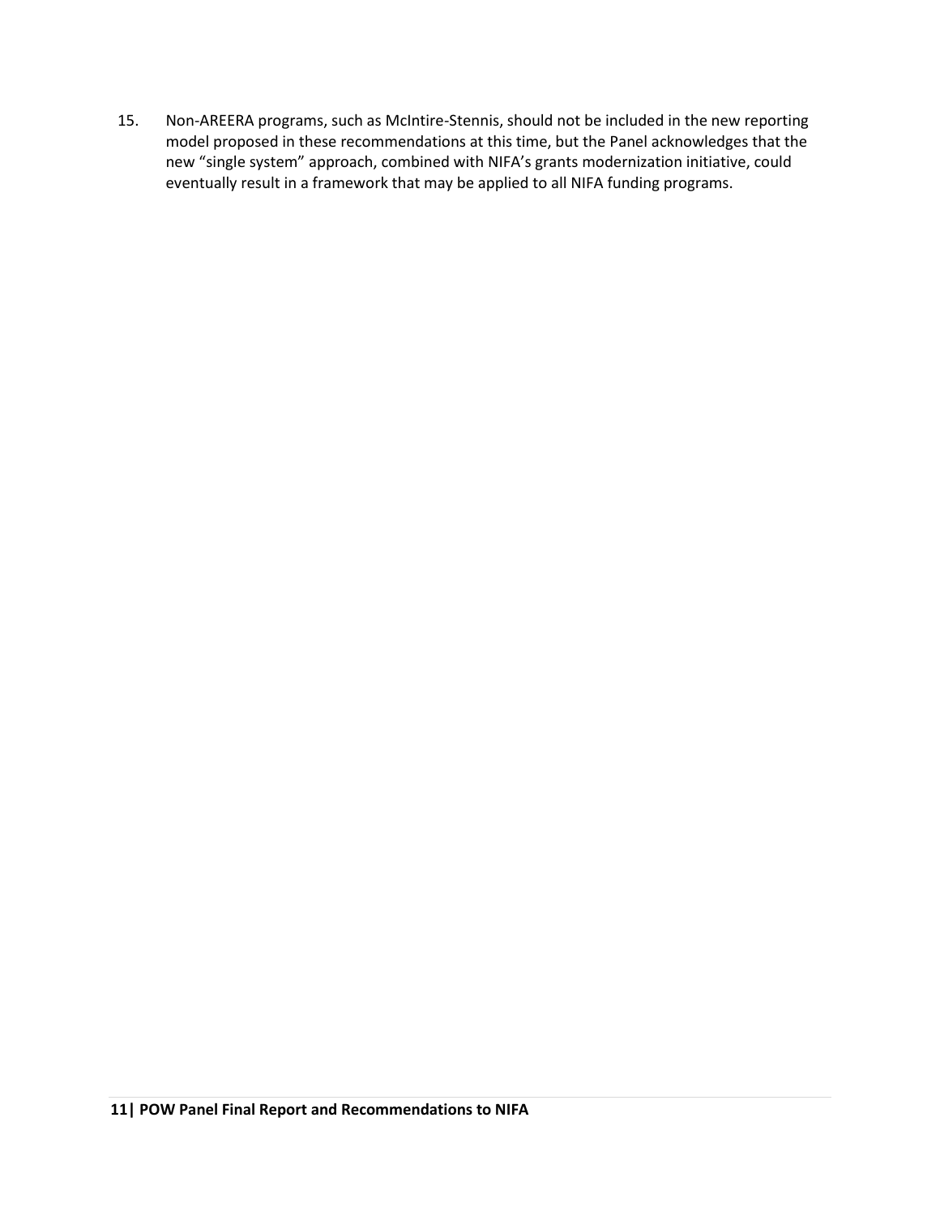15. Non-AREERA programs, such as McIntire-Stennis, should not be included in the new reporting model proposed in these recommendations at this time, but the Panel acknowledges that the new “single system” approach, combined with NIFA’s grants modernization initiative, could eventually result in a framework that may be applied to all NIFA funding programs.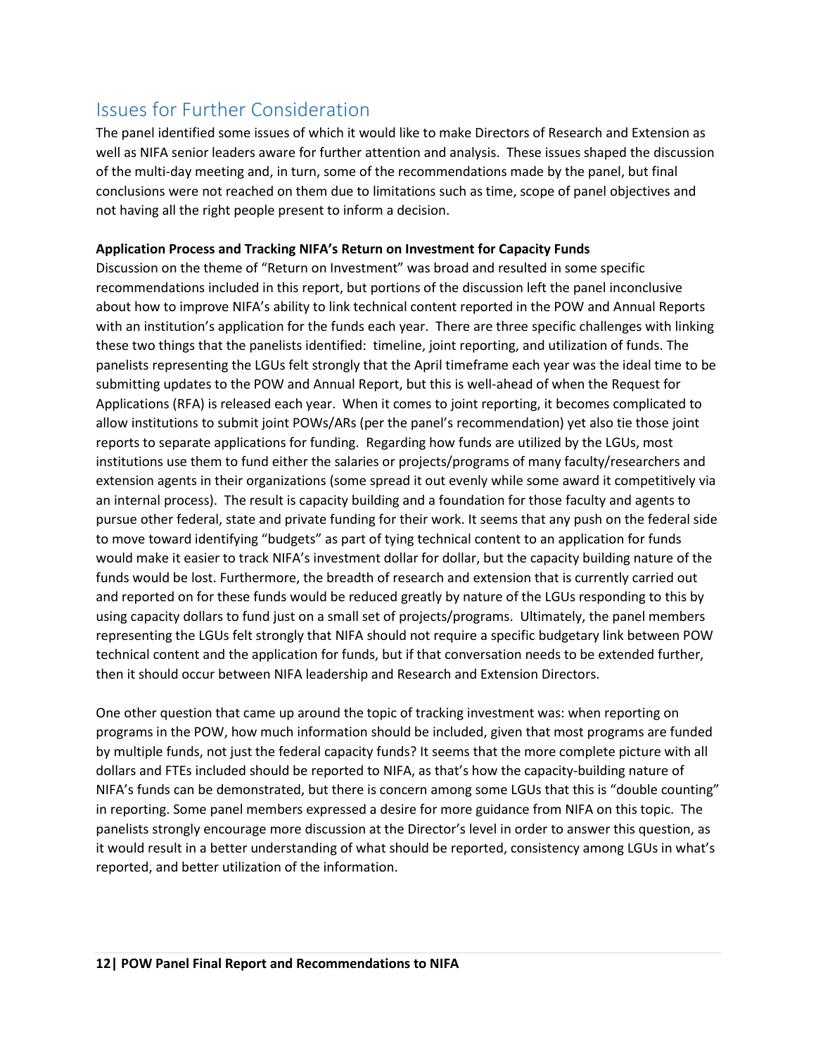## Issues for Further Consideration

The panel identified some issues of which it would like to make Directors of Research and Extension as well as NIFA senior leaders aware for further attention and analysis. These issues shaped the discussion of the multi-day meeting and, in turn, some of the recommendations made by the panel, but final conclusions were not reached on them due to limitations such as time, scope of panel objectives and not having all the right people present to inform a decision.

**Application Process and Tracking NIFA's Return on Investment for Capacity Funds**

Discussion on the theme of "Return on Investment" was broad and resulted in some specific recommendations included in this report, but portions of the discussion left the panel inconclusive about how to improve NIFA's ability to link technical content reported in the POW and Annual Reports with an institution's application for the funds each year. There are three specific challenges with linking these two things that the panelists identified: timeline, joint reporting, and utilization of funds. The panelists representing the LGUs felt strongly that the April timeframe each year was the ideal time to be submitting updates to the POW and Annual Report, but this is well-ahead of when the Request for Applications (RFA) is released each year. When it comes to joint reporting, it becomes complicated to allow institutions to submit joint POWs/ARs (per the panel's recommendation) yet also tie those joint reports to separate applications for funding. Regarding how funds are utilized by the LGUs, most institutions use them to fund either the salaries or projects/programs of many faculty/researchers and extension agents in their organizations (some spread it out evenly while some award it competitively via an internal process). The result is capacity building and a foundation for those faculty and agents to pursue other federal, state and private funding for their work. It seems that any push on the federal side to move toward identifying "budgets" as part of tying technical content to an application for funds would make it easier to track NIFA's investment dollar for dollar, but the capacity building nature of the funds would be lost. Furthermore, the breadth of research and extension that is currently carried out and reported on for these funds would be reduced greatly by nature of the LGUs responding to this by using capacity dollars to fund just on a small set of projects/programs. Ultimately, the panel members representing the LGUs felt strongly that NIFA should not require a specific budgetary link between POW technical content and the application for funds, but if that conversation needs to be extended further, then it should occur between NIFA leadership and Research and Extension Directors.

One other question that came up around the topic of tracking investment was: when reporting on programs in the POW, how much information should be included, given that most programs are funded by multiple funds, not just the federal capacity funds? It seems that the more complete picture with all dollars and FTEs included should be reported to NIFA, as that's how the capacity-building nature of NIFA's funds can be demonstrated, but there is concern among some LGUs that this is "double counting" in reporting. Some panel members expressed a desire for more guidance from NIFA on this topic. The panelists strongly encourage more discussion at the Director's level in order to answer this question, as it would result in a better understanding of what should be reported, consistency among LGUs in what's reported, and better utilization of the information.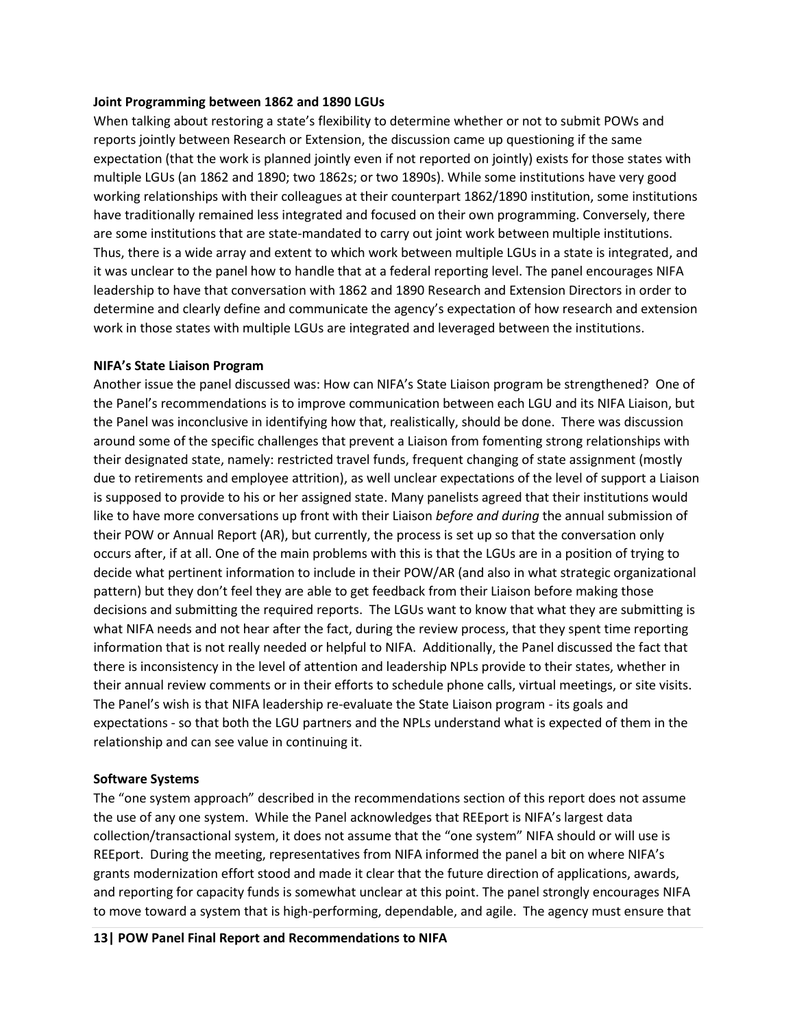**Joint Programming between 1862 and 1890 LGUs**

When talking about restoring a state's flexibility to determine whether or not to submit POWs and reports jointly between Research or Extension, the discussion came up questioning if the same expectation (that the work is planned jointly even if not reported on jointly) exists for those states with multiple LGUs (an 1862 and 1890; two 1862s; or two 1890s). While some institutions have very good working relationships with their colleagues at their counterpart 1862/1890 institution, some institutions have traditionally remained less integrated and focused on their own programming. Conversely, there are some institutions that are state-mandated to carry out joint work between multiple institutions. Thus, there is a wide array and extent to which work between multiple LGUs in a state is integrated, and it was unclear to the panel how to handle that at a federal reporting level. The panel encourages NIFA leadership to have that conversation with 1862 and 1890 Research and Extension Directors in order to determine and clearly define and communicate the agency's expectation of how research and extension work in those states with multiple LGUs are integrated and leveraged between the institutions.

**NIFA's State Liaison Program**

Another issue the panel discussed was: How can NIFA's State Liaison program be strengthened? One of the Panel's recommendations is to improve communication between each LGU and its NIFA Liaison, but the Panel was inconclusive in identifying how that, realistically, should be done. There was discussion around some of the specific challenges that prevent a Liaison from fomenting strong relationships with their designated state, namely: restricted travel funds, frequent changing of state assignment (mostly due to retirements and employee attrition), as well unclear expectations of the level of support a Liaison is supposed to provide to his or her assigned state. Many panelists agreed that their institutions would like to have more conversations up front with their Liaison *before and during* the annual submission of their POW or Annual Report (AR), but currently, the process is set up so that the conversation only occurs after, if at all. One of the main problems with this is that the LGUs are in a position of trying to decide what pertinent information to include in their POW/AR (and also in what strategic organizational pattern) but they don't feel they are able to get feedback from their Liaison before making those decisions and submitting the required reports. The LGUs want to know that what they are submitting is what NIFA needs and not hear after the fact, during the review process, that they spent time reporting information that is not really needed or helpful to NIFA. Additionally, the Panel discussed the fact that there is inconsistency in the level of attention and leadership NPLs provide to their states, whether in their annual review comments or in their efforts to schedule phone calls, virtual meetings, or site visits. The Panel's wish is that NIFA leadership re-evaluate the State Liaison program - its goals and expectations - so that both the LGU partners and the NPLs understand what is expected of them in the relationship and can see value in continuing it.

**Software Systems**

The "one system approach" described in the recommendations section of this report does not assume the use of any one system. While the Panel acknowledges that REEport is NIFA's largest data collection/transactional system, it does not assume that the "one system" NIFA should or will use is REEport. During the meeting, representatives from NIFA informed the panel a bit on where NIFA's grants modernization effort stood and made it clear that the future direction of applications, awards, and reporting for capacity funds is somewhat unclear at this point. The panel strongly encourages NIFA to move toward a system that is high-performing, dependable, and agile. The agency must ensure that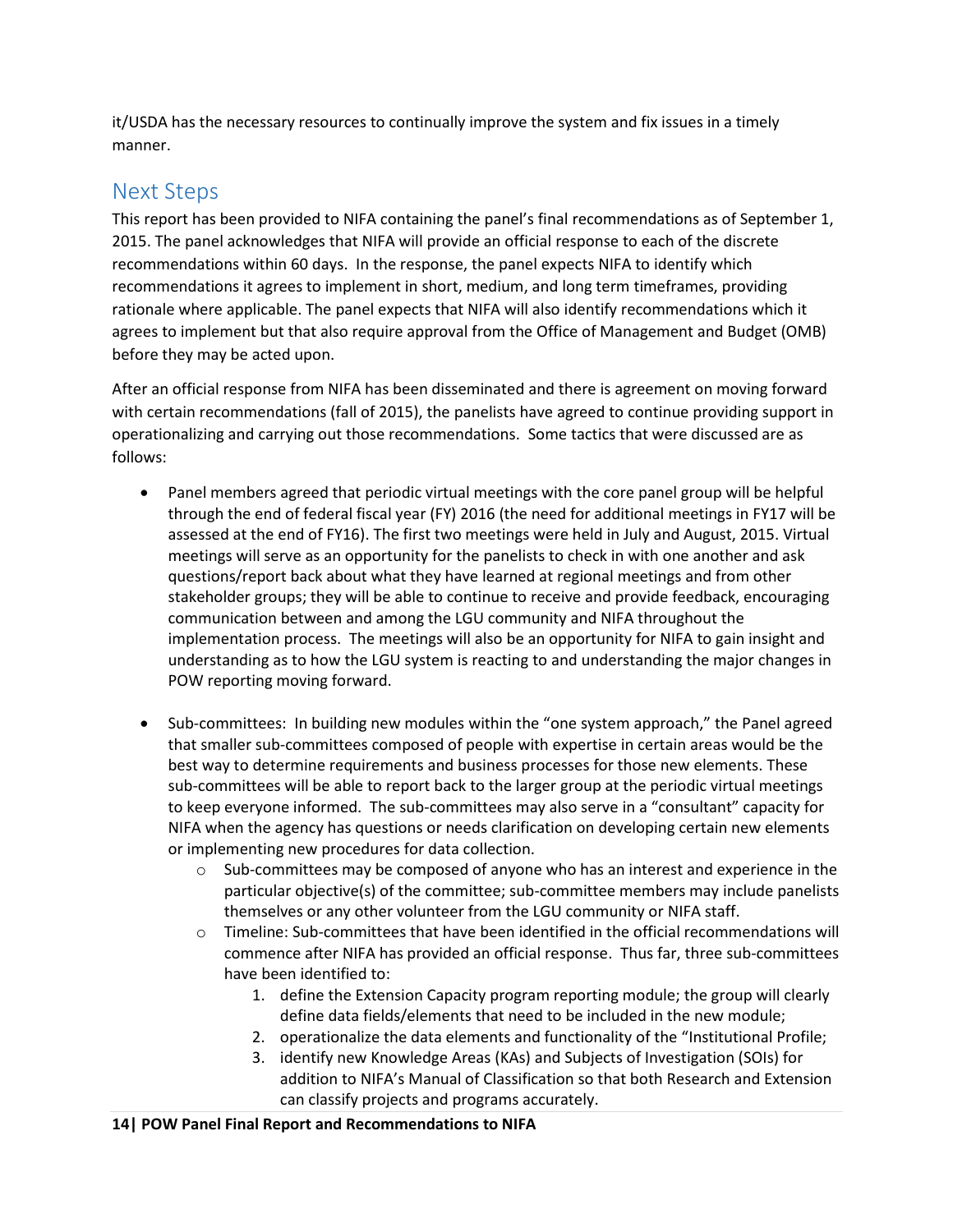it/USDA has the necessary resources to continually improve the system and fix issues in a timely manner.

## Next Steps

This report has been provided to NIFA containing the panel's final recommendations as of September 1, 2015. The panel acknowledges that NIFA will provide an official response to each of the discrete recommendations within 60 days. In the response, the panel expects NIFA to identify which recommendations it agrees to implement in short, medium, and long term timeframes, providing rationale where applicable. The panel expects that NIFA will also identify recommendations which it agrees to implement but that also require approval from the Office of Management and Budget (OMB) before they may be acted upon.

After an official response from NIFA has been disseminated and there is agreement on moving forward with certain recommendations (fall of 2015), the panelists have agreed to continue providing support in operationalizing and carrying out those recommendations. Some tactics that were discussed are as follows:

- Panel members agreed that periodic virtual meetings with the core panel group will be helpful through the end of federal fiscal year (FY) 2016 (the need for additional meetings in FY17 will be assessed at the end of FY16). The first two meetings were held in July and August, 2015. Virtual meetings will serve as an opportunity for the panelists to check in with one another and ask questions/report back about what they have learned at regional meetings and from other stakeholder groups; they will be able to continue to receive and provide feedback, encouraging communication between and among the LGU community and NIFA throughout the implementation process. The meetings will also be an opportunity for NIFA to gain insight and understanding as to how the LGU system is reacting to and understanding the major changes in POW reporting moving forward.

- Sub-committees: In building new modules within the "one system approach," the Panel agreed that smaller sub-committees composed of people with expertise in certain areas would be the best way to determine requirements and business processes for those new elements. These sub-committees will be able to report back to the larger group at the periodic virtual meetings to keep everyone informed. The sub-committees may also serve in a "consultant" capacity for NIFA when the agency has questions or needs clarification on developing certain new elements or implementing new procedures for data collection.
    - Sub-committees may be composed of anyone who has an interest and experience in the particular objective(s) of the committee; sub-committee members may include panelists themselves or any other volunteer from the LGU community or NIFA staff.
    - Timeline: Sub-committees that have been identified in the official recommendations will commence after NIFA has provided an official response. Thus far, three sub-committees have been identified to:
        1. define the Extension Capacity program reporting module; the group will clearly define data fields/elements that need to be included in the new module;
        2. operationalize the data elements and functionality of the "Institutional Profile;
        3. identify new Knowledge Areas (KAs) and Subjects of Investigation (SOIs) for addition to NIFA's Manual of Classification so that both Research and Extension can classify projects and programs accurately.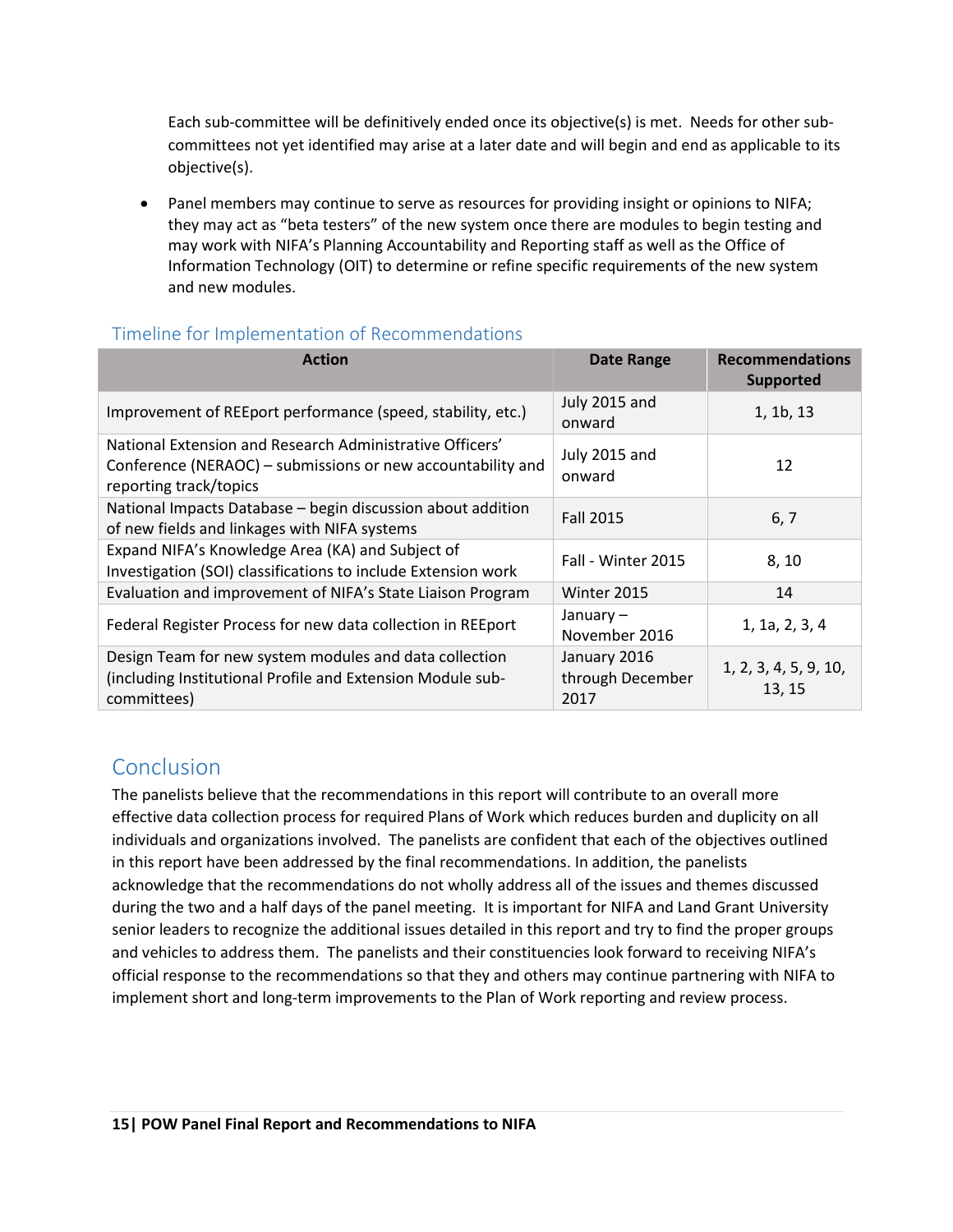Each sub-committee will be definitively ended once its objective(s) is met. Needs for other sub-committees not yet identified may arise at a later date and will begin and end as applicable to its objective(s).

- Panel members may continue to serve as resources for providing insight or opinions to NIFA; they may act as "beta testers" of the new system once there are modules to begin testing and may work with NIFA's Planning Accountability and Reporting staff as well as the Office of Information Technology (OIT) to determine or refine specific requirements of the new system and new modules.

### Timeline for Implementation of Recommendations

| Action | Date Range | Recommendations Supported |
|---|---|---|
| Improvement of REEport performance (speed, stability, etc.) | July 2015 and onward | 1, 1b, 13 |
| National Extension and Research Administrative Officers' Conference (NERAOC) – submissions or new accountability and reporting track/topics | July 2015 and onward | 12 |
| National Impacts Database – begin discussion about addition of new fields and linkages with NIFA systems | Fall 2015 | 6, 7 |
| Expand NIFA's Knowledge Area (KA) and Subject of Investigation (SOI) classifications to include Extension work | Fall - Winter 2015 | 8, 10 |
| Evaluation and improvement of NIFA's State Liaison Program | Winter 2015 | 14 |
| Federal Register Process for new data collection in REEport | January – November 2016 | 1, 1a, 2, 3, 4 |
| Design Team for new system modules and data collection (including Institutional Profile and Extension Module sub-committees) | January 2016 through December 2017 | 1, 2, 3, 4, 5, 9, 10, 13, 15 |

## Conclusion

The panelists believe that the recommendations in this report will contribute to an overall more effective data collection process for required Plans of Work which reduces burden and duplicity on all individuals and organizations involved. The panelists are confident that each of the objectives outlined in this report have been addressed by the final recommendations. In addition, the panelists acknowledge that the recommendations do not wholly address all of the issues and themes discussed during the two and a half days of the panel meeting. It is important for NIFA and Land Grant University senior leaders to recognize the additional issues detailed in this report and try to find the proper groups and vehicles to address them. The panelists and their constituencies look forward to receiving NIFA's official response to the recommendations so that they and others may continue partnering with NIFA to implement short and long-term improvements to the Plan of Work reporting and review process.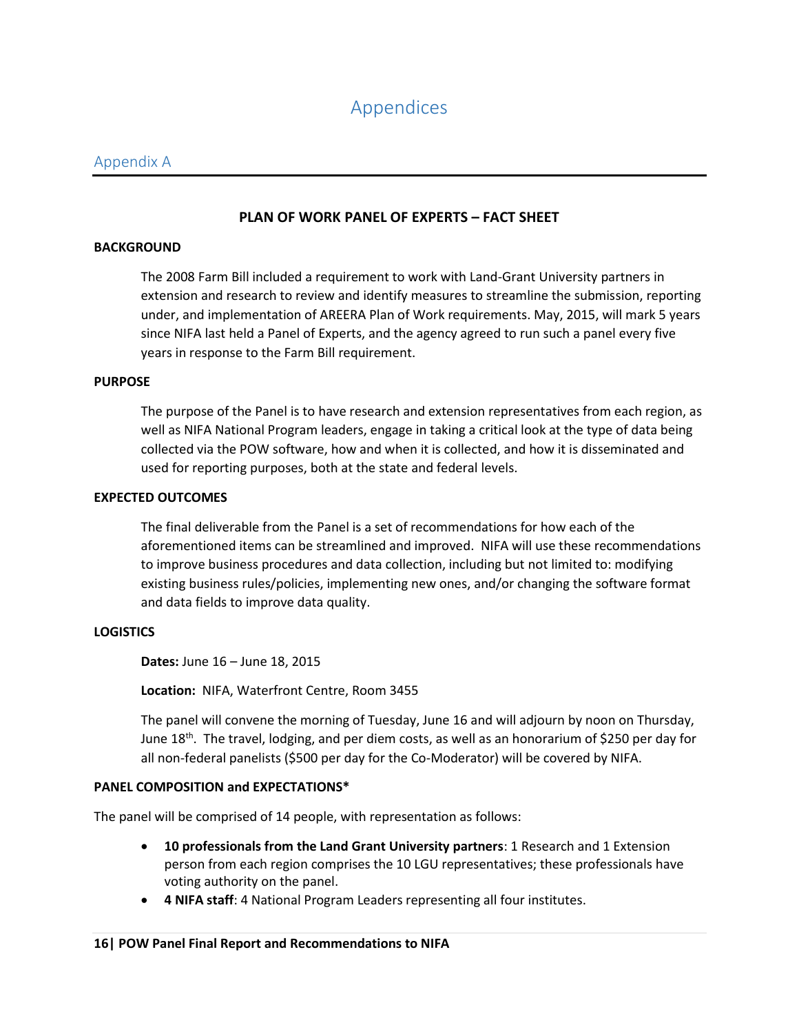# Appendices

## Appendix A

### PLAN OF WORK PANEL OF EXPERTS – FACT SHEET

**BACKGROUND**

The 2008 Farm Bill included a requirement to work with Land-Grant University partners in extension and research to review and identify measures to streamline the submission, reporting under, and implementation of AREERA Plan of Work requirements. May, 2015, will mark 5 years since NIFA last held a Panel of Experts, and the agency agreed to run such a panel every five years in response to the Farm Bill requirement.

**PURPOSE**

The purpose of the Panel is to have research and extension representatives from each region, as well as NIFA National Program leaders, engage in taking a critical look at the type of data being collected via the POW software, how and when it is collected, and how it is disseminated and used for reporting purposes, both at the state and federal levels.

**EXPECTED OUTCOMES**

The final deliverable from the Panel is a set of recommendations for how each of the aforementioned items can be streamlined and improved. NIFA will use these recommendations to improve business procedures and data collection, including but not limited to: modifying existing business rules/policies, implementing new ones, and/or changing the software format and data fields to improve data quality.

**LOGISTICS**

**Dates:** June 16 – June 18, 2015

**Location:** NIFA, Waterfront Centre, Room 3455

The panel will convene the morning of Tuesday, June 16 and will adjourn by noon on Thursday, June 18th. The travel, lodging, and per diem costs, as well as an honorarium of $250 per day for all non-federal panelists ($500 per day for the Co-Moderator) will be covered by NIFA.

**PANEL COMPOSITION and EXPECTATIONS***

The panel will be comprised of 14 people, with representation as follows:

- **10 professionals from the Land Grant University partners**: 1 Research and 1 Extension person from each region comprises the 10 LGU representatives; these professionals have voting authority on the panel.
- **4 NIFA staff**: 4 National Program Leaders representing all four institutes.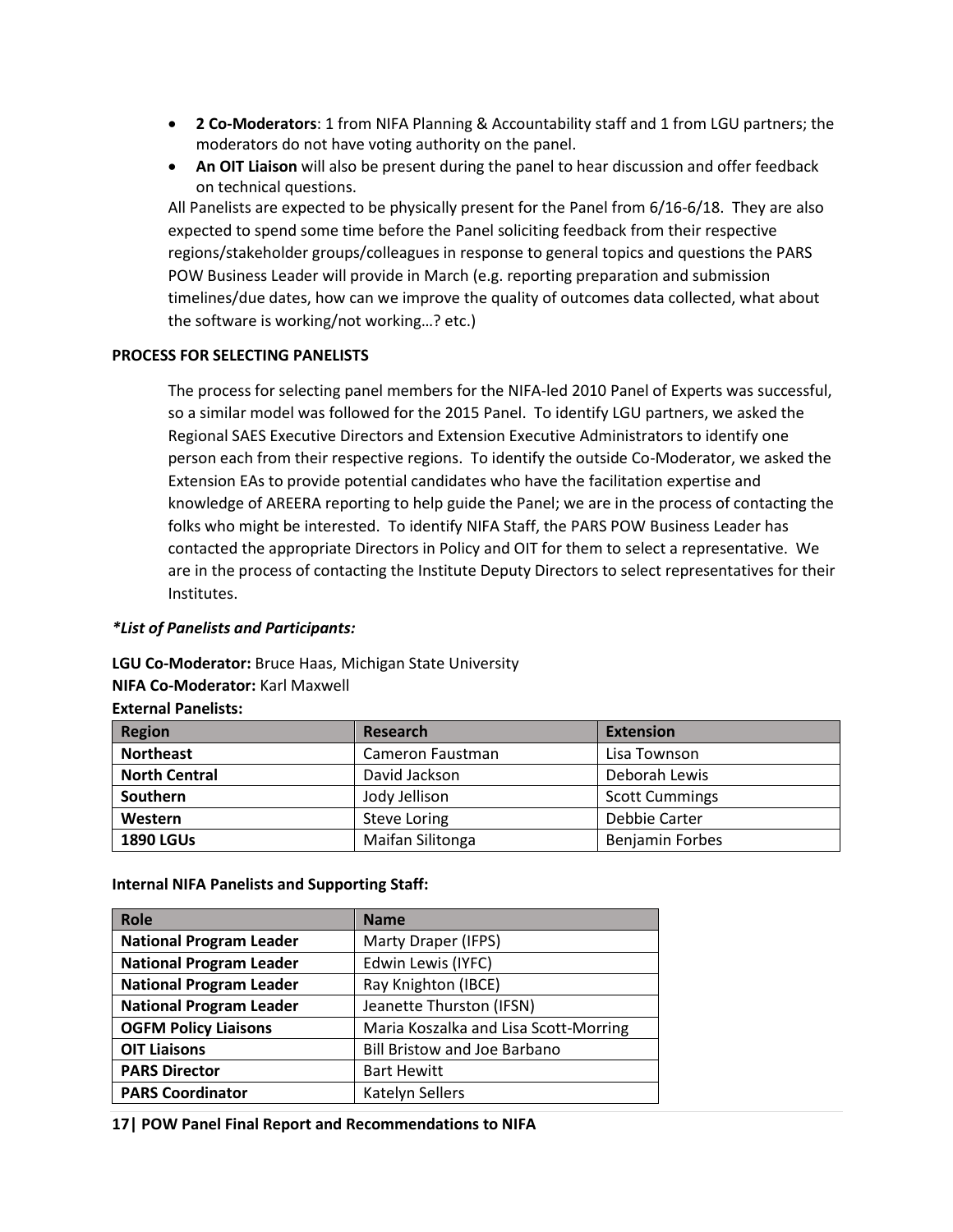- **2 Co-Moderators**: 1 from NIFA Planning & Accountability staff and 1 from LGU partners; the moderators do not have voting authority on the panel.
- **An OIT Liaison** will also be present during the panel to hear discussion and offer feedback on technical questions.

All Panelists are expected to be physically present for the Panel from 6/16-6/18. They are also expected to spend some time before the Panel soliciting feedback from their respective regions/stakeholder groups/colleagues in response to general topics and questions the PARS POW Business Leader will provide in March (e.g. reporting preparation and submission timelines/due dates, how can we improve the quality of outcomes data collected, what about the software is working/not working…? etc.)

**PROCESS FOR SELECTING PANELISTS**

The process for selecting panel members for the NIFA-led 2010 Panel of Experts was successful, so a similar model was followed for the 2015 Panel. To identify LGU partners, we asked the Regional SAES Executive Directors and Extension Executive Administrators to identify one person each from their respective regions. To identify the outside Co-Moderator, we asked the Extension EAs to provide potential candidates who have the facilitation expertise and knowledge of AREERA reporting to help guide the Panel; we are in the process of contacting the folks who might be interested. To identify NIFA Staff, the PARS POW Business Leader has contacted the appropriate Directors in Policy and OIT for them to select a representative. We are in the process of contacting the Institute Deputy Directors to select representatives for their Institutes.

***List of Panelists and Participants:***

**LGU Co-Moderator:** Bruce Haas, Michigan State University
**NIFA Co-Moderator:** Karl Maxwell
**External Panelists:**

| Region | Research | Extension |
|---|---|---|
| **Northeast** | Cameron Faustman | Lisa Townson |
| **North Central** | David Jackson | Deborah Lewis |
| **Southern** | Jody Jellison | Scott Cummings |
| **Western** | Steve Loring | Debbie Carter |
| **1890 LGUs** | Maifan Silitonga | Benjamin Forbes |

**Internal NIFA Panelists and Supporting Staff:**

| Role | Name |
|---|---|
| **National Program Leader** | Marty Draper (IFPS) |
| **National Program Leader** | Edwin Lewis (IYFC) |
| **National Program Leader** | Ray Knighton (IBCE) |
| **National Program Leader** | Jeanette Thurston (IFSN) |
| **OGFM Policy Liaisons** | Maria Koszalka and Lisa Scott-Morring |
| **OIT Liaisons** | Bill Bristow and Joe Barbano |
| **PARS Director** | Bart Hewitt |
| **PARS Coordinator** | Katelyn Sellers |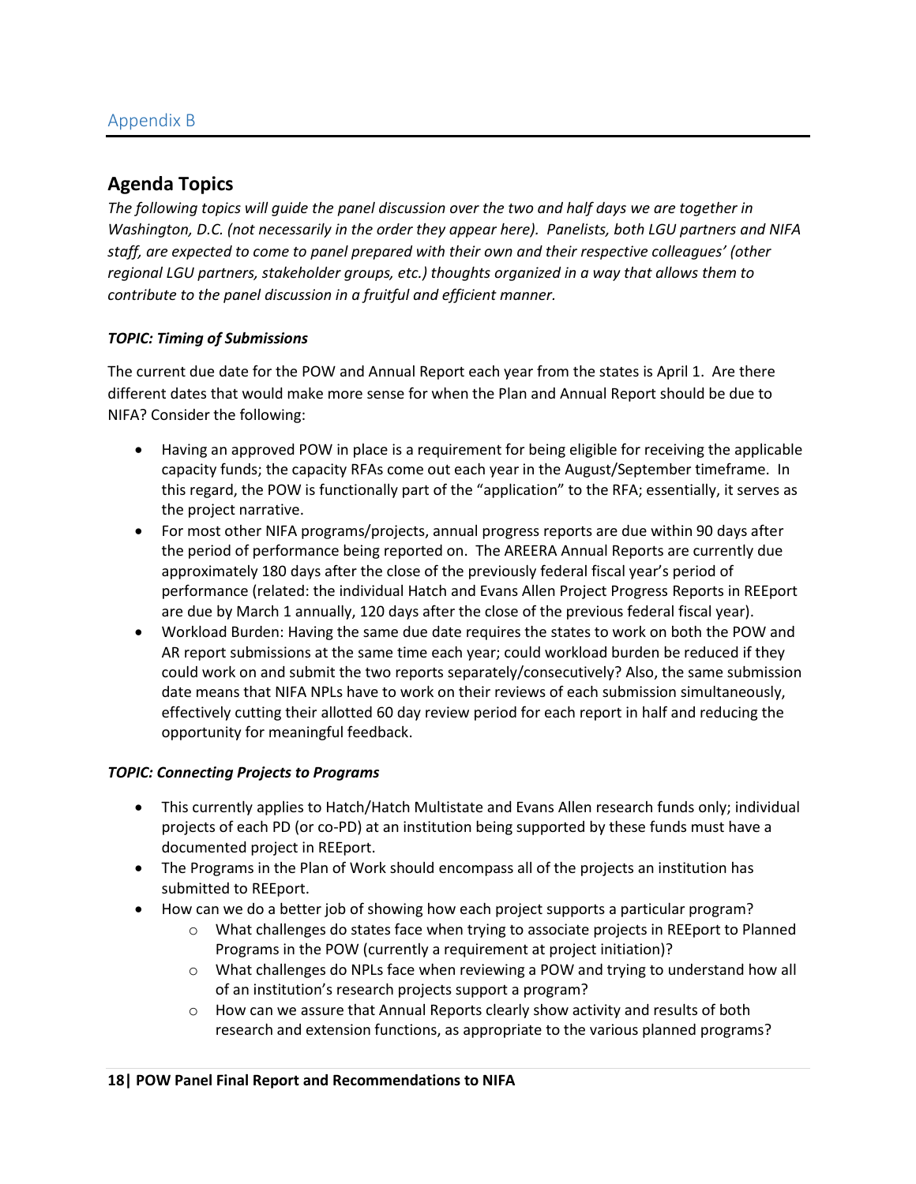## Appendix B

## Agenda Topics

*The following topics will guide the panel discussion over the two and half days we are together in Washington, D.C. (not necessarily in the order they appear here). Panelists, both LGU partners and NIFA staff, are expected to come to panel prepared with their own and their respective colleagues' (other regional LGU partners, stakeholder groups, etc.) thoughts organized in a way that allows them to contribute to the panel discussion in a fruitful and efficient manner.*

***TOPIC: Timing of Submissions***

The current due date for the POW and Annual Report each year from the states is April 1. Are there different dates that would make more sense for when the Plan and Annual Report should be due to NIFA? Consider the following:

- Having an approved POW in place is a requirement for being eligible for receiving the applicable capacity funds; the capacity RFAs come out each year in the August/September timeframe. In this regard, the POW is functionally part of the "application" to the RFA; essentially, it serves as the project narrative.
- For most other NIFA programs/projects, annual progress reports are due within 90 days after the period of performance being reported on. The AREERA Annual Reports are currently due approximately 180 days after the close of the previously federal fiscal year's period of performance (related: the individual Hatch and Evans Allen Project Progress Reports in REEport are due by March 1 annually, 120 days after the close of the previous federal fiscal year).
- Workload Burden: Having the same due date requires the states to work on both the POW and AR report submissions at the same time each year; could workload burden be reduced if they could work on and submit the two reports separately/consecutively? Also, the same submission date means that NIFA NPLs have to work on their reviews of each submission simultaneously, effectively cutting their allotted 60 day review period for each report in half and reducing the opportunity for meaningful feedback.

***TOPIC: Connecting Projects to Programs***

- This currently applies to Hatch/Hatch Multistate and Evans Allen research funds only; individual projects of each PD (or co-PD) at an institution being supported by these funds must have a documented project in REEport.
- The Programs in the Plan of Work should encompass all of the projects an institution has submitted to REEport.
- How can we do a better job of showing how each project supports a particular program?
  - What challenges do states face when trying to associate projects in REEport to Planned Programs in the POW (currently a requirement at project initiation)?
  - What challenges do NPLs face when reviewing a POW and trying to understand how all of an institution's research projects support a program?
  - How can we assure that Annual Reports clearly show activity and results of both research and extension functions, as appropriate to the various planned programs?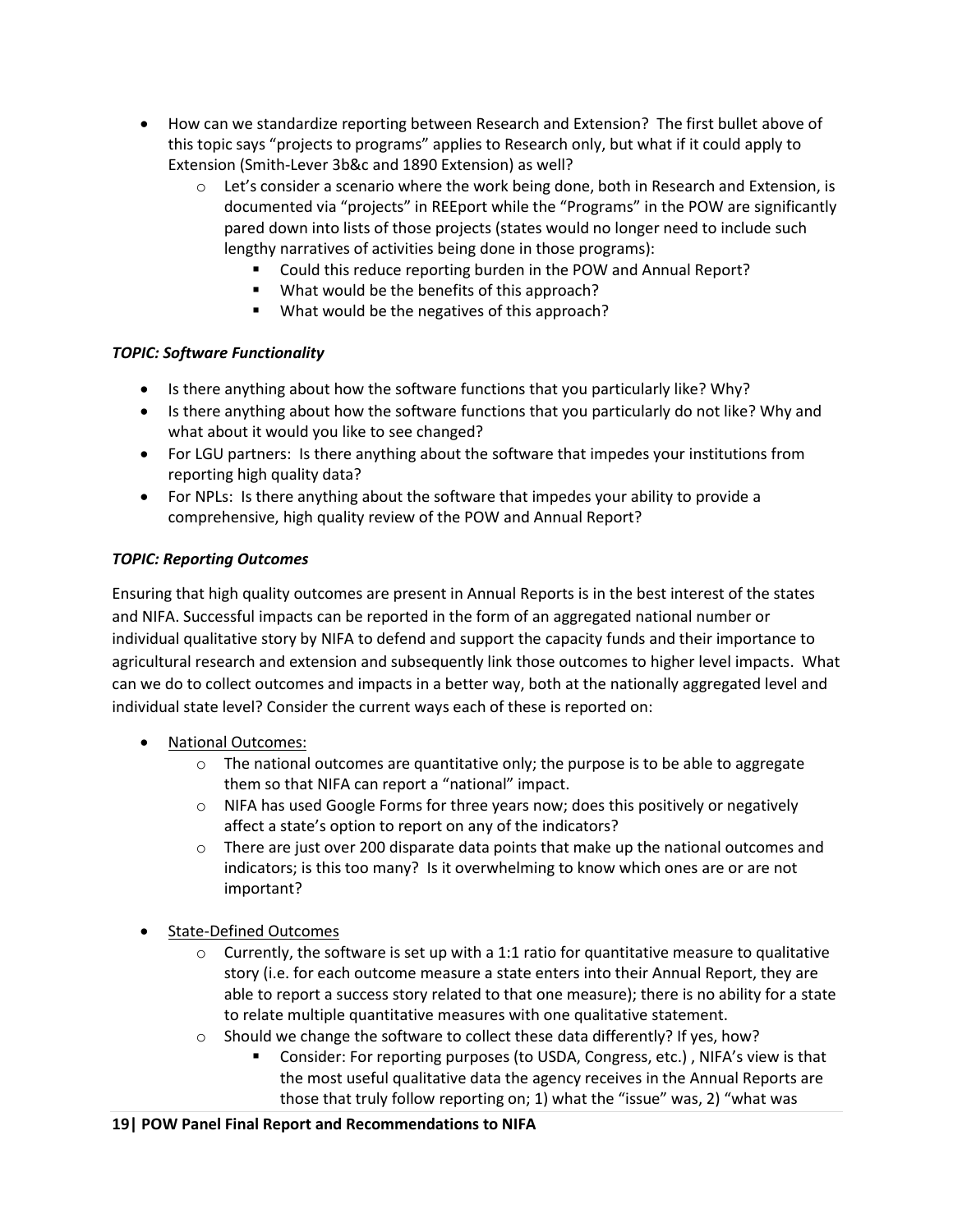- How can we standardize reporting between Research and Extension? The first bullet above of this topic says "projects to programs" applies to Research only, but what if it could apply to Extension (Smith-Lever 3b&c and 1890 Extension) as well?
  - Let's consider a scenario where the work being done, both in Research and Extension, is documented via "projects" in REEport while the "Programs" in the POW are significantly pared down into lists of those projects (states would no longer need to include such lengthy narratives of activities being done in those programs):
    - Could this reduce reporting burden in the POW and Annual Report?
    - What would be the benefits of this approach?
    - What would be the negatives of this approach?

***TOPIC: Software Functionality***

- Is there anything about how the software functions that you particularly like? Why?
- Is there anything about how the software functions that you particularly do not like? Why and what about it would you like to see changed?
- For LGU partners: Is there anything about the software that impedes your institutions from reporting high quality data?
- For NPLs: Is there anything about the software that impedes your ability to provide a comprehensive, high quality review of the POW and Annual Report?

***TOPIC: Reporting Outcomes***

Ensuring that high quality outcomes are present in Annual Reports is in the best interest of the states and NIFA. Successful impacts can be reported in the form of an aggregated national number or individual qualitative story by NIFA to defend and support the capacity funds and their importance to agricultural research and extension and subsequently link those outcomes to higher level impacts. What can we do to collect outcomes and impacts in a better way, both at the nationally aggregated level and individual state level? Consider the current ways each of these is reported on:

- <u>National Outcomes:</u>
  - The national outcomes are quantitative only; the purpose is to be able to aggregate them so that NIFA can report a "national" impact.
  - NIFA has used Google Forms for three years now; does this positively or negatively affect a state's option to report on any of the indicators?
  - There are just over 200 disparate data points that make up the national outcomes and indicators; is this too many? Is it overwhelming to know which ones are or are not important?

- <u>State-Defined Outcomes</u>
  - Currently, the software is set up with a 1:1 ratio for quantitative measure to qualitative story (i.e. for each outcome measure a state enters into their Annual Report, they are able to report a success story related to that one measure); there is no ability for a state to relate multiple quantitative measures with one qualitative statement.
  - Should we change the software to collect these data differently? If yes, how?
    - Consider: For reporting purposes (to USDA, Congress, etc.) , NIFA's view is that the most useful qualitative data the agency receives in the Annual Reports are those that truly follow reporting on; 1) what the "issue" was, 2) "what was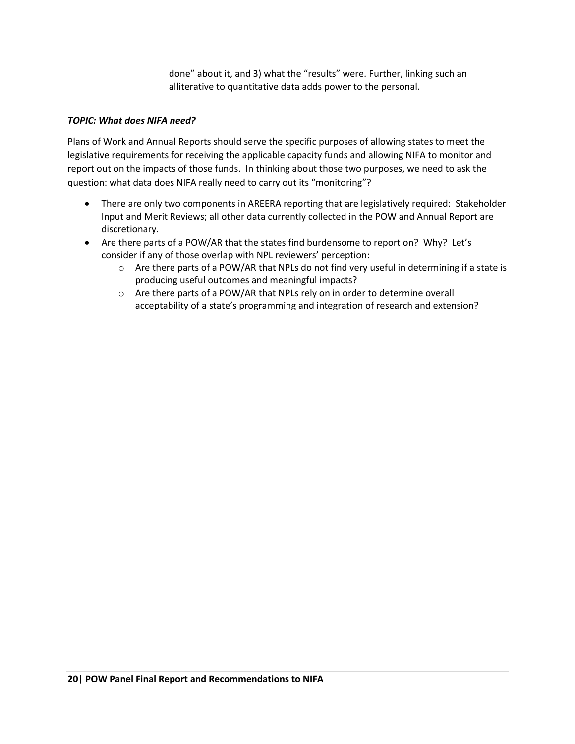done" about it, and 3) what the "results" were. Further, linking such an alliterative to quantitative data adds power to the personal.

***TOPIC: What does NIFA need?***

Plans of Work and Annual Reports should serve the specific purposes of allowing states to meet the legislative requirements for receiving the applicable capacity funds and allowing NIFA to monitor and report out on the impacts of those funds. In thinking about those two purposes, we need to ask the question: what data does NIFA really need to carry out its "monitoring"?

- There are only two components in AREERA reporting that are legislatively required: Stakeholder Input and Merit Reviews; all other data currently collected in the POW and Annual Report are discretionary.
- Are there parts of a POW/AR that the states find burdensome to report on? Why? Let's consider if any of those overlap with NPL reviewers' perception:
    - Are there parts of a POW/AR that NPLs do not find very useful in determining if a state is producing useful outcomes and meaningful impacts?
    - Are there parts of a POW/AR that NPLs rely on in order to determine overall acceptability of a state's programming and integration of research and extension?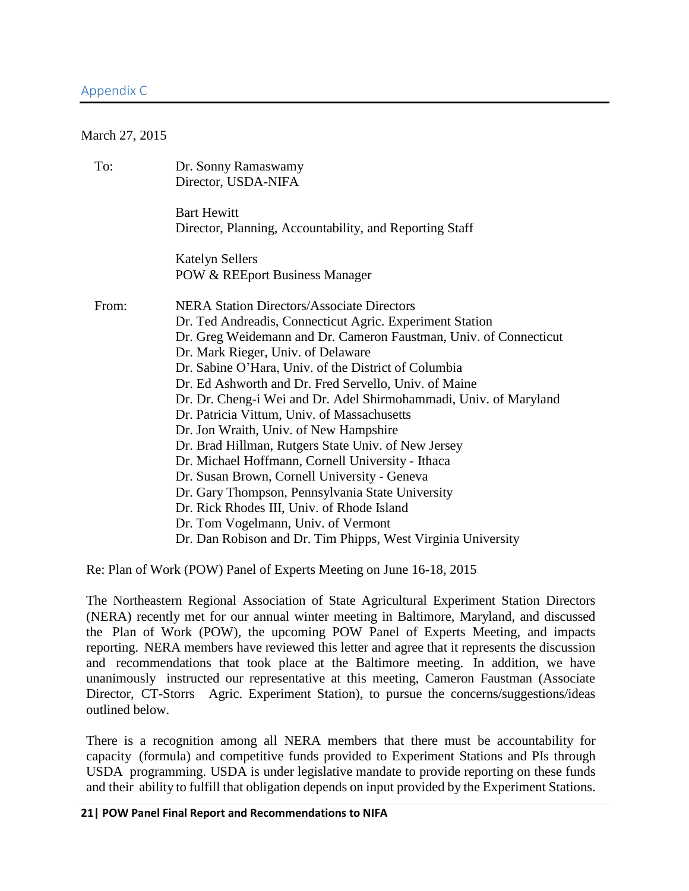## Appendix C

March 27, 2015

To: Dr. Sonny Ramaswamy
Director, USDA-NIFA

Bart Hewitt
Director, Planning, Accountability, and Reporting Staff

Katelyn Sellers
POW & REEport Business Manager

From: NERA Station Directors/Associate Directors
Dr. Ted Andreadis, Connecticut Agric. Experiment Station
Dr. Greg Weidemann and Dr. Cameron Faustman, Univ. of Connecticut
Dr. Mark Rieger, Univ. of Delaware
Dr. Sabine O'Hara, Univ. of the District of Columbia
Dr. Ed Ashworth and Dr. Fred Servello, Univ. of Maine
Dr. Dr. Cheng-i Wei and Dr. Adel Shirmohammadi, Univ. of Maryland
Dr. Patricia Vittum, Univ. of Massachusetts
Dr. Jon Wraith, Univ. of New Hampshire
Dr. Brad Hillman, Rutgers State Univ. of New Jersey
Dr. Michael Hoffmann, Cornell University - Ithaca
Dr. Susan Brown, Cornell University - Geneva
Dr. Gary Thompson, Pennsylvania State University
Dr. Rick Rhodes III, Univ. of Rhode Island
Dr. Tom Vogelmann, Univ. of Vermont
Dr. Dan Robison and Dr. Tim Phipps, West Virginia University

Re: Plan of Work (POW) Panel of Experts Meeting on June 16-18, 2015

The Northeastern Regional Association of State Agricultural Experiment Station Directors (NERA) recently met for our annual winter meeting in Baltimore, Maryland, and discussed the Plan of Work (POW), the upcoming POW Panel of Experts Meeting, and impacts reporting. NERA members have reviewed this letter and agree that it represents the discussion and recommendations that took place at the Baltimore meeting. In addition, we have unanimously instructed our representative at this meeting, Cameron Faustman (Associate Director, CT-Storrs Agric. Experiment Station), to pursue the concerns/suggestions/ideas outlined below.

There is a recognition among all NERA members that there must be accountability for capacity (formula) and competitive funds provided to Experiment Stations and PIs through USDA programming. USDA is under legislative mandate to provide reporting on these funds and their ability to fulfill that obligation depends on input provided by the Experiment Stations.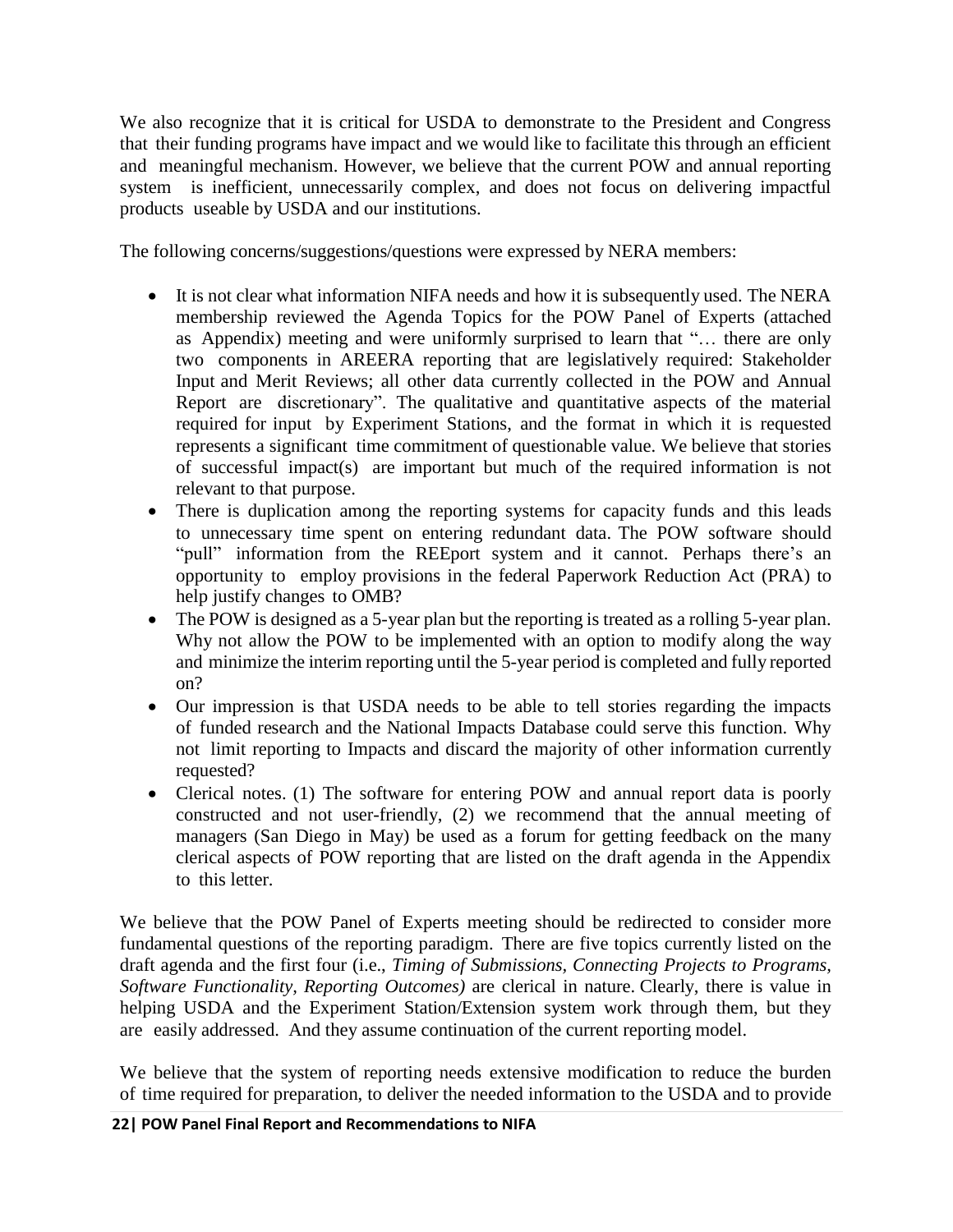We also recognize that it is critical for USDA to demonstrate to the President and Congress that their funding programs have impact and we would like to facilitate this through an efficient and meaningful mechanism. However, we believe that the current POW and annual reporting system is inefficient, unnecessarily complex, and does not focus on delivering impactful products useable by USDA and our institutions.

The following concerns/suggestions/questions were expressed by NERA members:

- It is not clear what information NIFA needs and how it is subsequently used. The NERA membership reviewed the Agenda Topics for the POW Panel of Experts (attached as Appendix) meeting and were uniformly surprised to learn that "… there are only two components in AREERA reporting that are legislatively required: Stakeholder Input and Merit Reviews; all other data currently collected in the POW and Annual Report are discretionary". The qualitative and quantitative aspects of the material required for input by Experiment Stations, and the format in which it is requested represents a significant time commitment of questionable value. We believe that stories of successful impact(s) are important but much of the required information is not relevant to that purpose.
- There is duplication among the reporting systems for capacity funds and this leads to unnecessary time spent on entering redundant data. The POW software should "pull" information from the REEport system and it cannot. Perhaps there's an opportunity to employ provisions in the federal Paperwork Reduction Act (PRA) to help justify changes to OMB?
- The POW is designed as a 5-year plan but the reporting is treated as a rolling 5-year plan. Why not allow the POW to be implemented with an option to modify along the way and minimize the interim reporting until the 5-year period is completed and fully reported on?
- Our impression is that USDA needs to be able to tell stories regarding the impacts of funded research and the National Impacts Database could serve this function. Why not limit reporting to Impacts and discard the majority of other information currently requested?
- Clerical notes. (1) The software for entering POW and annual report data is poorly constructed and not user-friendly, (2) we recommend that the annual meeting of managers (San Diego in May) be used as a forum for getting feedback on the many clerical aspects of POW reporting that are listed on the draft agenda in the Appendix to this letter.

We believe that the POW Panel of Experts meeting should be redirected to consider more fundamental questions of the reporting paradigm. There are five topics currently listed on the draft agenda and the first four (i.e., *Timing of Submissions, Connecting Projects to Programs, Software Functionality, Reporting Outcomes)* are clerical in nature. Clearly, there is value in helping USDA and the Experiment Station/Extension system work through them, but they are easily addressed. And they assume continuation of the current reporting model.

We believe that the system of reporting needs extensive modification to reduce the burden of time required for preparation, to deliver the needed information to the USDA and to provide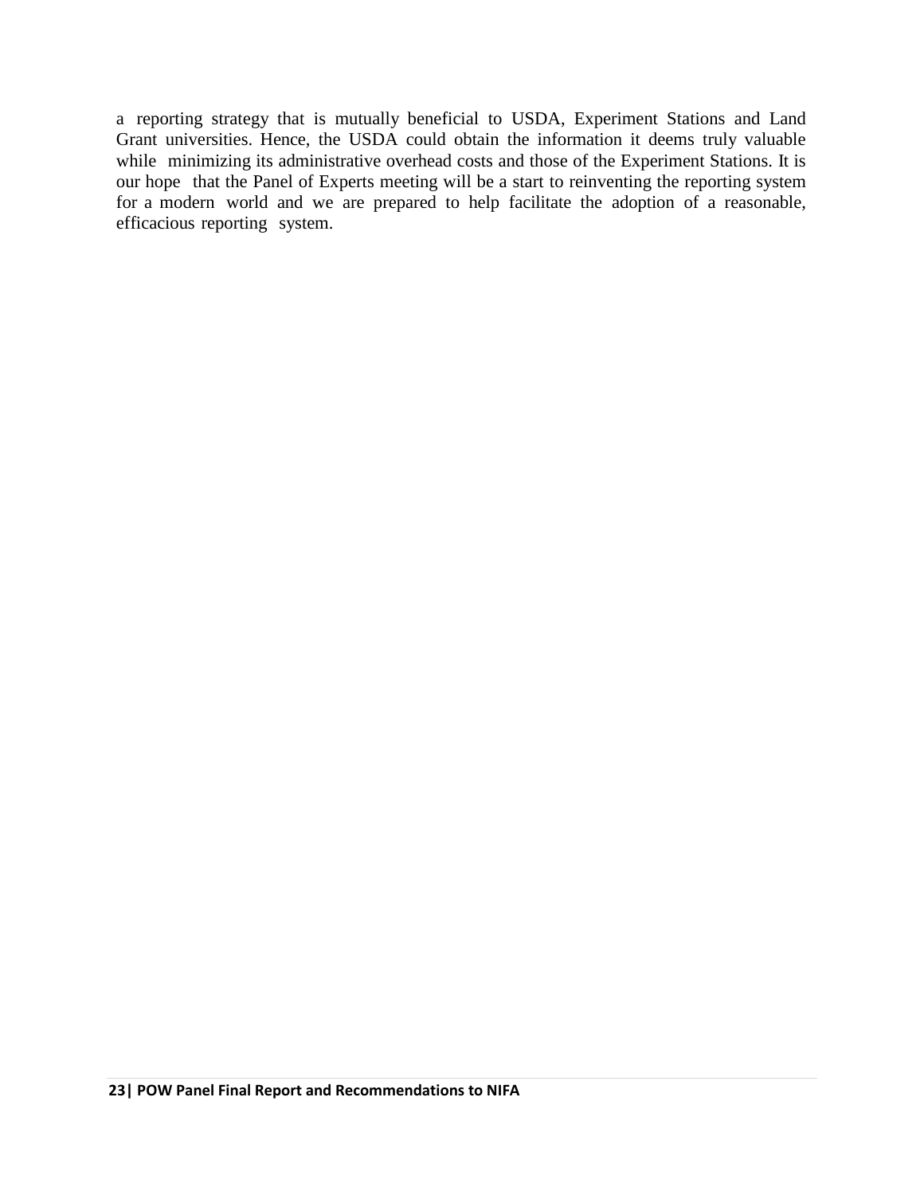a reporting strategy that is mutually beneficial to USDA, Experiment Stations and Land Grant universities. Hence, the USDA could obtain the information it deems truly valuable while minimizing its administrative overhead costs and those of the Experiment Stations. It is our hope that the Panel of Experts meeting will be a start to reinventing the reporting system for a modern world and we are prepared to help facilitate the adoption of a reasonable, efficacious reporting system.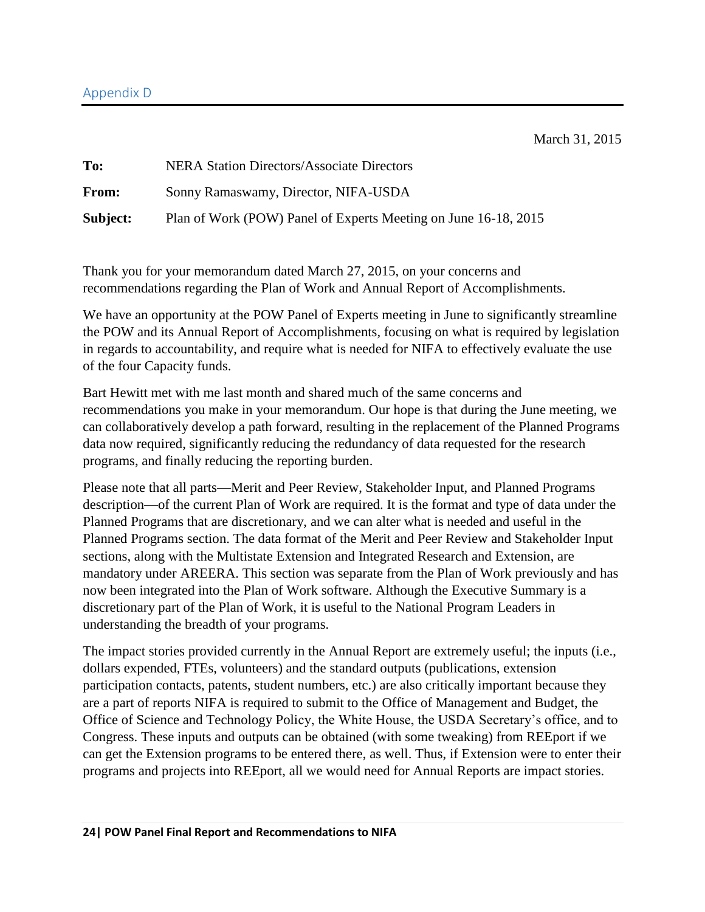## Appendix D

March 31, 2015

**To:** NERA Station Directors/Associate Directors

**From:** Sonny Ramaswamy, Director, NIFA-USDA

**Subject:** Plan of Work (POW) Panel of Experts Meeting on June 16-18, 2015

Thank you for your memorandum dated March 27, 2015, on your concerns and recommendations regarding the Plan of Work and Annual Report of Accomplishments.

We have an opportunity at the POW Panel of Experts meeting in June to significantly streamline the POW and its Annual Report of Accomplishments, focusing on what is required by legislation in regards to accountability, and require what is needed for NIFA to effectively evaluate the use of the four Capacity funds.

Bart Hewitt met with me last month and shared much of the same concerns and recommendations you make in your memorandum. Our hope is that during the June meeting, we can collaboratively develop a path forward, resulting in the replacement of the Planned Programs data now required, significantly reducing the redundancy of data requested for the research programs, and finally reducing the reporting burden.

Please note that all parts—Merit and Peer Review, Stakeholder Input, and Planned Programs description—of the current Plan of Work are required. It is the format and type of data under the Planned Programs that are discretionary, and we can alter what is needed and useful in the Planned Programs section. The data format of the Merit and Peer Review and Stakeholder Input sections, along with the Multistate Extension and Integrated Research and Extension, are mandatory under AREERA. This section was separate from the Plan of Work previously and has now been integrated into the Plan of Work software. Although the Executive Summary is a discretionary part of the Plan of Work, it is useful to the National Program Leaders in understanding the breadth of your programs.

The impact stories provided currently in the Annual Report are extremely useful; the inputs (i.e., dollars expended, FTEs, volunteers) and the standard outputs (publications, extension participation contacts, patents, student numbers, etc.) are also critically important because they are a part of reports NIFA is required to submit to the Office of Management and Budget, the Office of Science and Technology Policy, the White House, the USDA Secretary's office, and to Congress. These inputs and outputs can be obtained (with some tweaking) from REEport if we can get the Extension programs to be entered there, as well. Thus, if Extension were to enter their programs and projects into REEport, all we would need for Annual Reports are impact stories.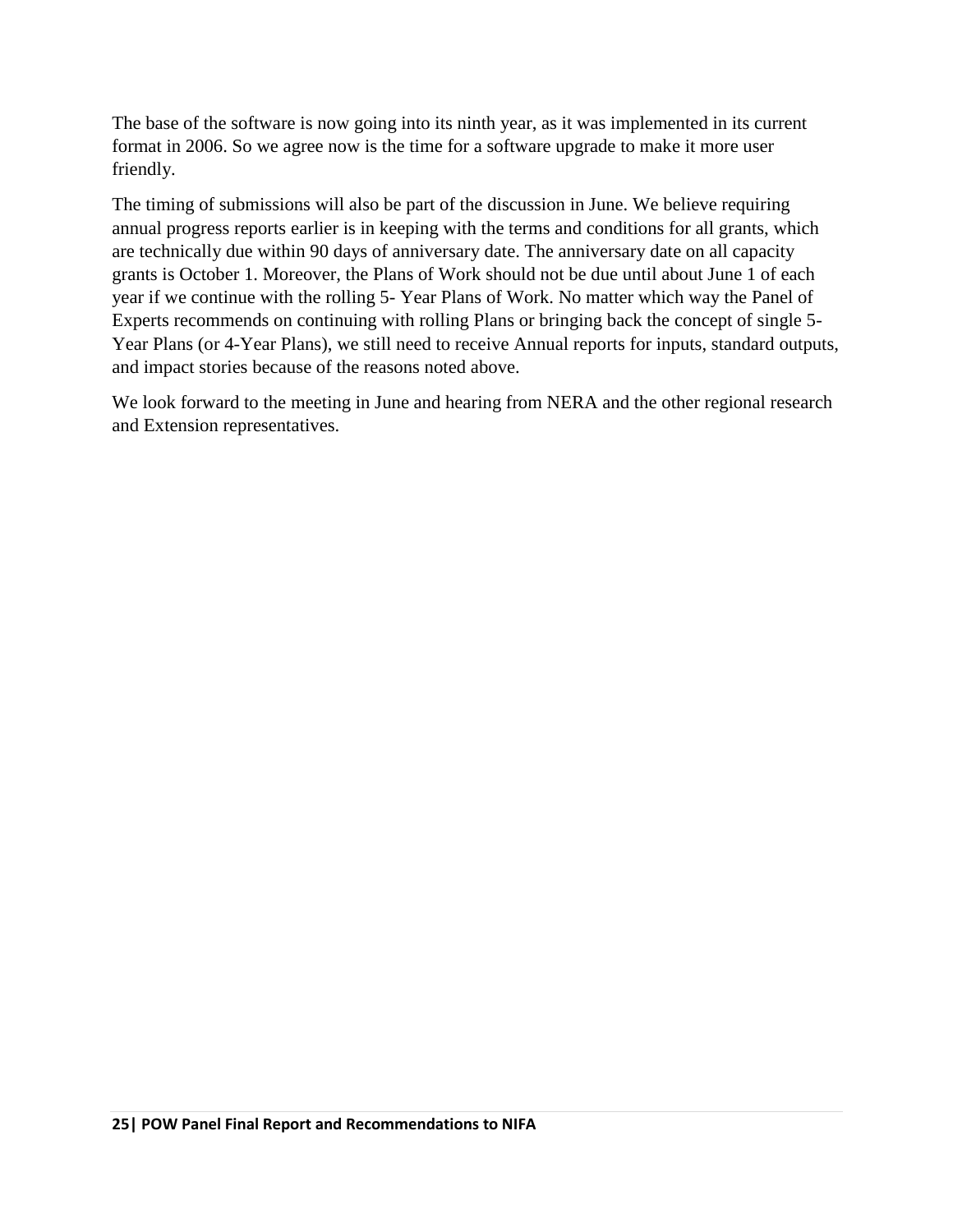The base of the software is now going into its ninth year, as it was implemented in its current format in 2006. So we agree now is the time for a software upgrade to make it more user friendly.

The timing of submissions will also be part of the discussion in June. We believe requiring annual progress reports earlier is in keeping with the terms and conditions for all grants, which are technically due within 90 days of anniversary date. The anniversary date on all capacity grants is October 1. Moreover, the Plans of Work should not be due until about June 1 of each year if we continue with the rolling 5- Year Plans of Work. No matter which way the Panel of Experts recommends on continuing with rolling Plans or bringing back the concept of single 5-Year Plans (or 4-Year Plans), we still need to receive Annual reports for inputs, standard outputs, and impact stories because of the reasons noted above.

We look forward to the meeting in June and hearing from NERA and the other regional research and Extension representatives.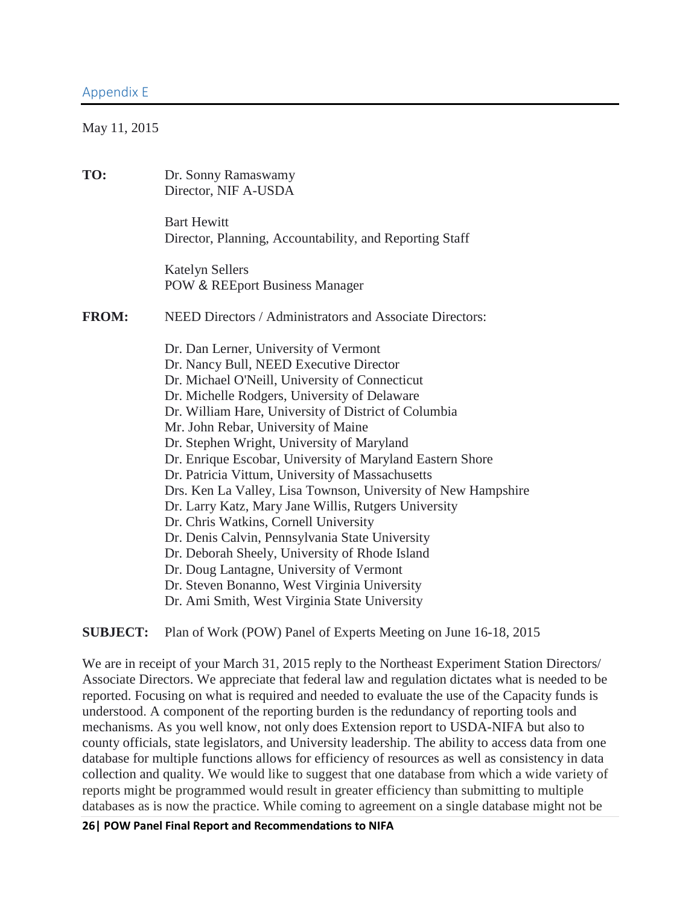Appendix E

May 11, 2015

**TO:** Dr. Sonny Ramaswamy
Director, NIF A-USDA

Bart Hewitt
Director, Planning, Accountability, and Reporting Staff

Katelyn Sellers
POW & REEport Business Manager

**FROM:** NEED Directors / Administrators and Associate Directors:

Dr. Dan Lerner, University of Vermont
Dr. Nancy Bull, NEED Executive Director
Dr. Michael O'Neill, University of Connecticut
Dr. Michelle Rodgers, University of Delaware
Dr. William Hare, University of District of Columbia
Mr. John Rebar, University of Maine
Dr. Stephen Wright, University of Maryland
Dr. Enrique Escobar, University of Maryland Eastern Shore
Dr. Patricia Vittum, University of Massachusetts
Drs. Ken La Valley, Lisa Townson, University of New Hampshire
Dr. Larry Katz, Mary Jane Willis, Rutgers University
Dr. Chris Watkins, Cornell University
Dr. Denis Calvin, Pennsylvania State University
Dr. Deborah Sheely, University of Rhode Island
Dr. Doug Lantagne, University of Vermont
Dr. Steven Bonanno, West Virginia University
Dr. Ami Smith, West Virginia State University

**SUBJECT:** Plan of Work (POW) Panel of Experts Meeting on June 16-18, 2015

We are in receipt of your March 31, 2015 reply to the Northeast Experiment Station Directors/ Associate Directors. We appreciate that federal law and regulation dictates what is needed to be reported. Focusing on what is required and needed to evaluate the use of the Capacity funds is understood. A component of the reporting burden is the redundancy of reporting tools and mechanisms. As you well know, not only does Extension report to USDA-NIFA but also to county officials, state legislators, and University leadership. The ability to access data from one database for multiple functions allows for efficiency of resources as well as consistency in data collection and quality. We would like to suggest that one database from which a wide variety of reports might be programmed would result in greater efficiency than submitting to multiple databases as is now the practice. While coming to agreement on a single database might not be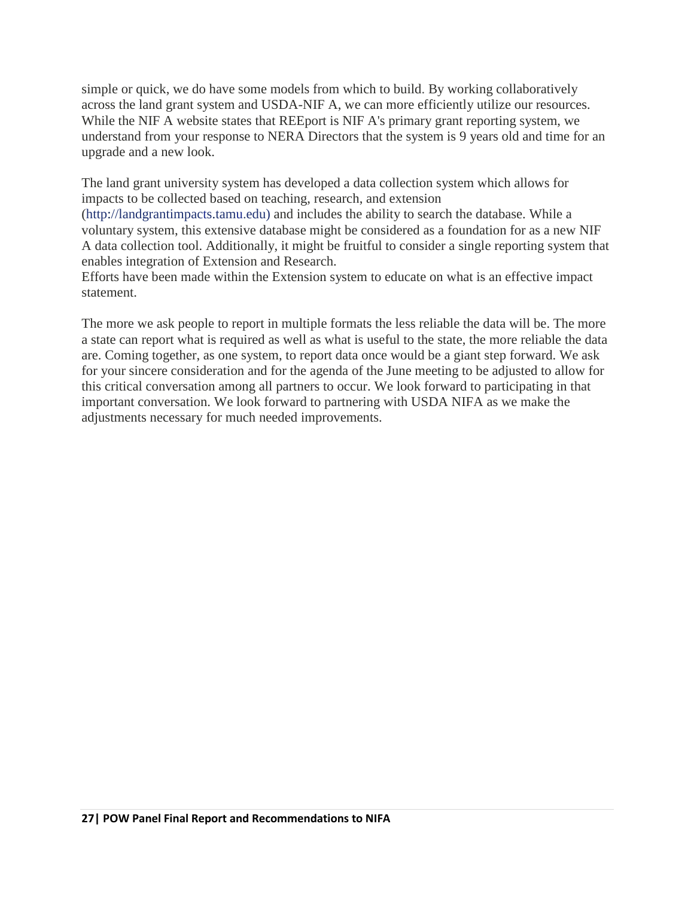simple or quick, we do have some models from which to build. By working collaboratively across the land grant system and USDA-NIF A, we can more efficiently utilize our resources. While the NIF A website states that REEport is NIF A's primary grant reporting system, we understand from your response to NERA Directors that the system is 9 years old and time for an upgrade and a new look.

The land grant university system has developed a data collection system which allows for impacts to be collected based on teaching, research, and extension (http://landgrantimpacts.tamu.edu) and includes the ability to search the database. While a voluntary system, this extensive database might be considered as a foundation for as a new NIF A data collection tool. Additionally, it might be fruitful to consider a single reporting system that enables integration of Extension and Research.
Efforts have been made within the Extension system to educate on what is an effective impact statement.

The more we ask people to report in multiple formats the less reliable the data will be. The more a state can report what is required as well as what is useful to the state, the more reliable the data are. Coming together, as one system, to report data once would be a giant step forward. We ask for your sincere consideration and for the agenda of the June meeting to be adjusted to allow for this critical conversation among all partners to occur. We look forward to participating in that important conversation. We look forward to partnering with USDA NIFA as we make the adjustments necessary for much needed improvements.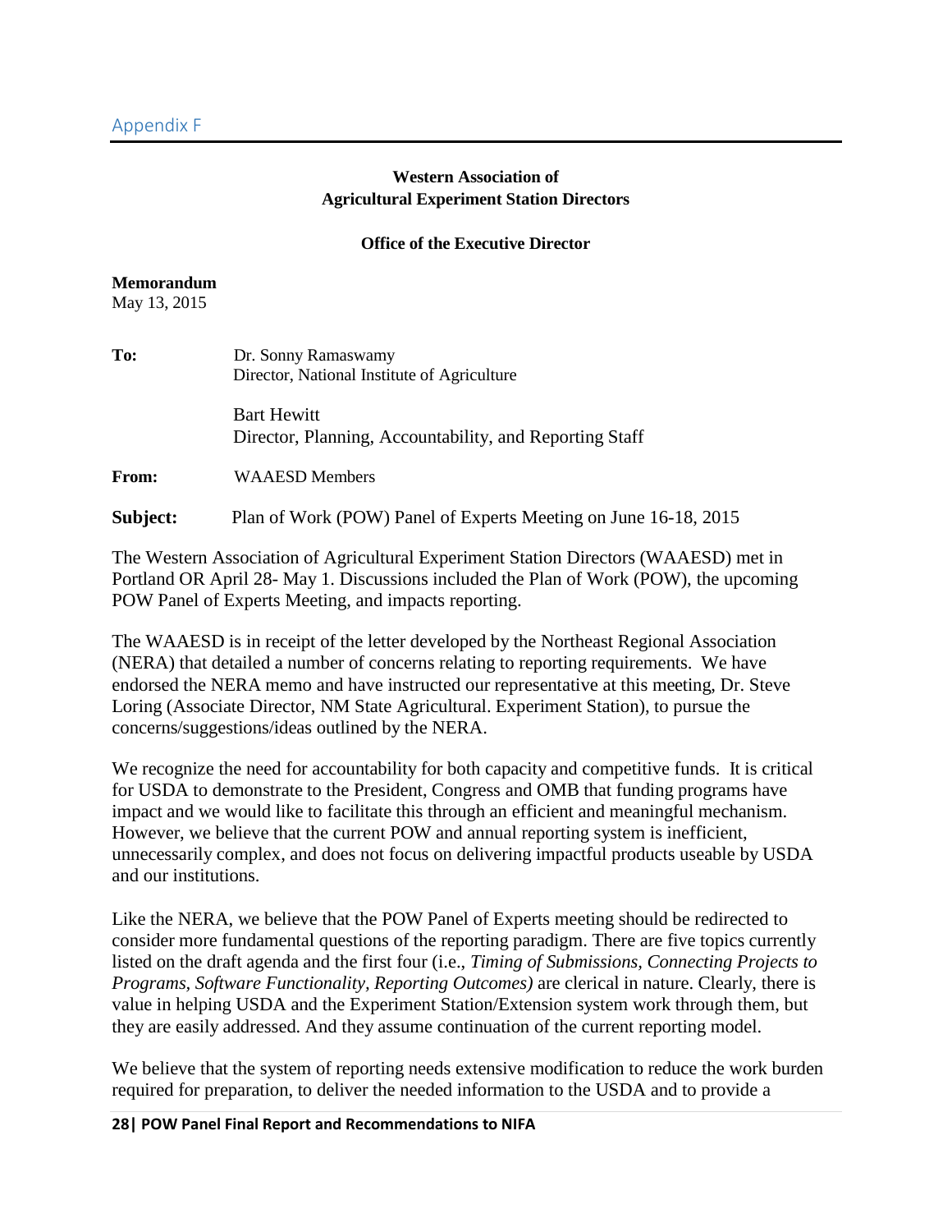## Appendix F

**Western Association of**
**Agricultural Experiment Station Directors**

**Office of the Executive Director**

**Memorandum**
May 13, 2015

**To:** Dr. Sonny Ramaswamy
Director, National Institute of Agriculture

Bart Hewitt
Director, Planning, Accountability, and Reporting Staff

**From:** WAAESD Members

**Subject:** Plan of Work (POW) Panel of Experts Meeting on June 16-18, 2015

The Western Association of Agricultural Experiment Station Directors (WAAESD) met in Portland OR April 28- May 1. Discussions included the Plan of Work (POW), the upcoming POW Panel of Experts Meeting, and impacts reporting.

The WAAESD is in receipt of the letter developed by the Northeast Regional Association (NERA) that detailed a number of concerns relating to reporting requirements. We have endorsed the NERA memo and have instructed our representative at this meeting, Dr. Steve Loring (Associate Director, NM State Agricultural. Experiment Station), to pursue the concerns/suggestions/ideas outlined by the NERA.

We recognize the need for accountability for both capacity and competitive funds. It is critical for USDA to demonstrate to the President, Congress and OMB that funding programs have impact and we would like to facilitate this through an efficient and meaningful mechanism. However, we believe that the current POW and annual reporting system is inefficient, unnecessarily complex, and does not focus on delivering impactful products useable by USDA and our institutions.

Like the NERA, we believe that the POW Panel of Experts meeting should be redirected to consider more fundamental questions of the reporting paradigm. There are five topics currently listed on the draft agenda and the first four (i.e., *Timing of Submissions, Connecting Projects to Programs, Software Functionality, Reporting Outcomes)* are clerical in nature. Clearly, there is value in helping USDA and the Experiment Station/Extension system work through them, but they are easily addressed. And they assume continuation of the current reporting model.

We believe that the system of reporting needs extensive modification to reduce the work burden required for preparation, to deliver the needed information to the USDA and to provide a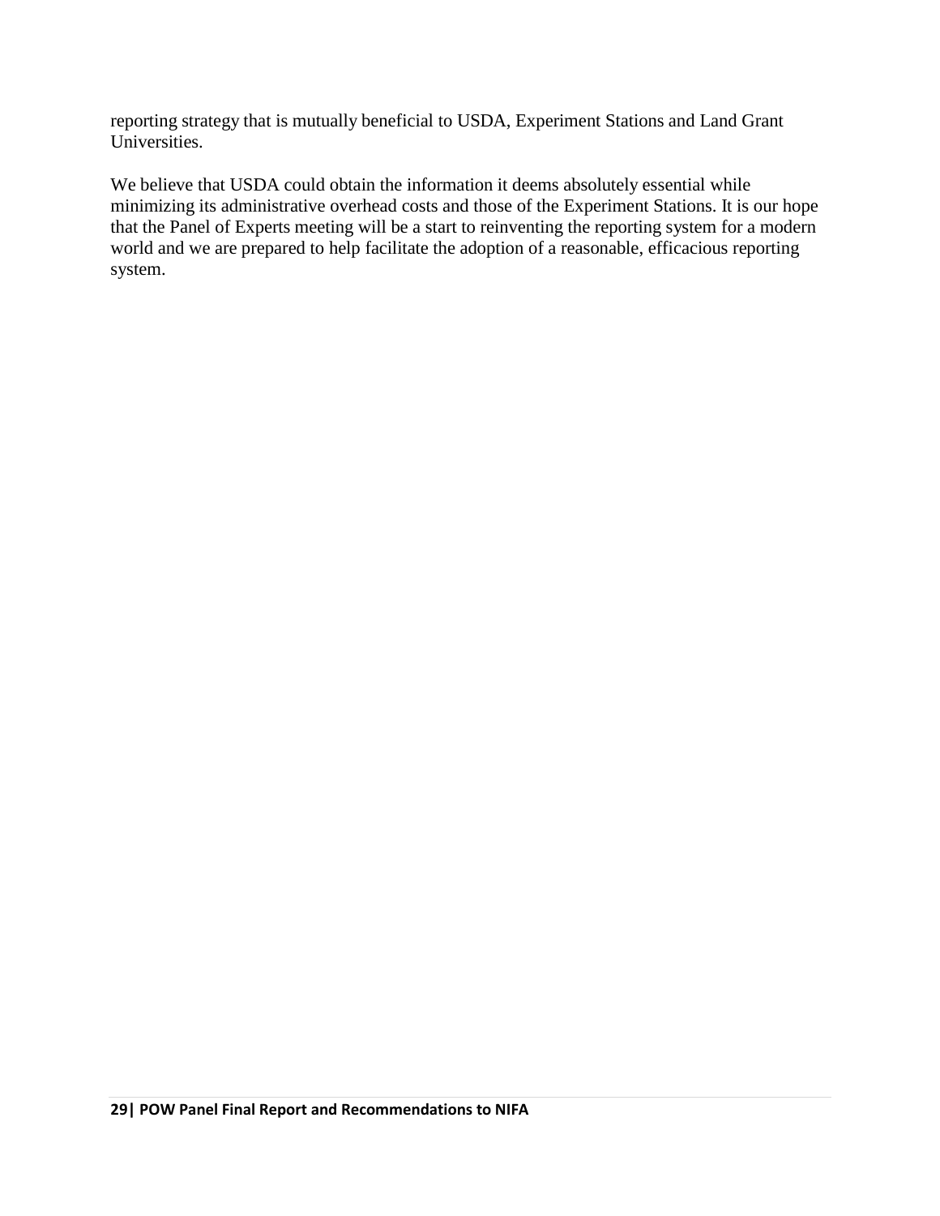reporting strategy that is mutually beneficial to USDA, Experiment Stations and Land Grant Universities.

We believe that USDA could obtain the information it deems absolutely essential while minimizing its administrative overhead costs and those of the Experiment Stations. It is our hope that the Panel of Experts meeting will be a start to reinventing the reporting system for a modern world and we are prepared to help facilitate the adoption of a reasonable, efficacious reporting system.